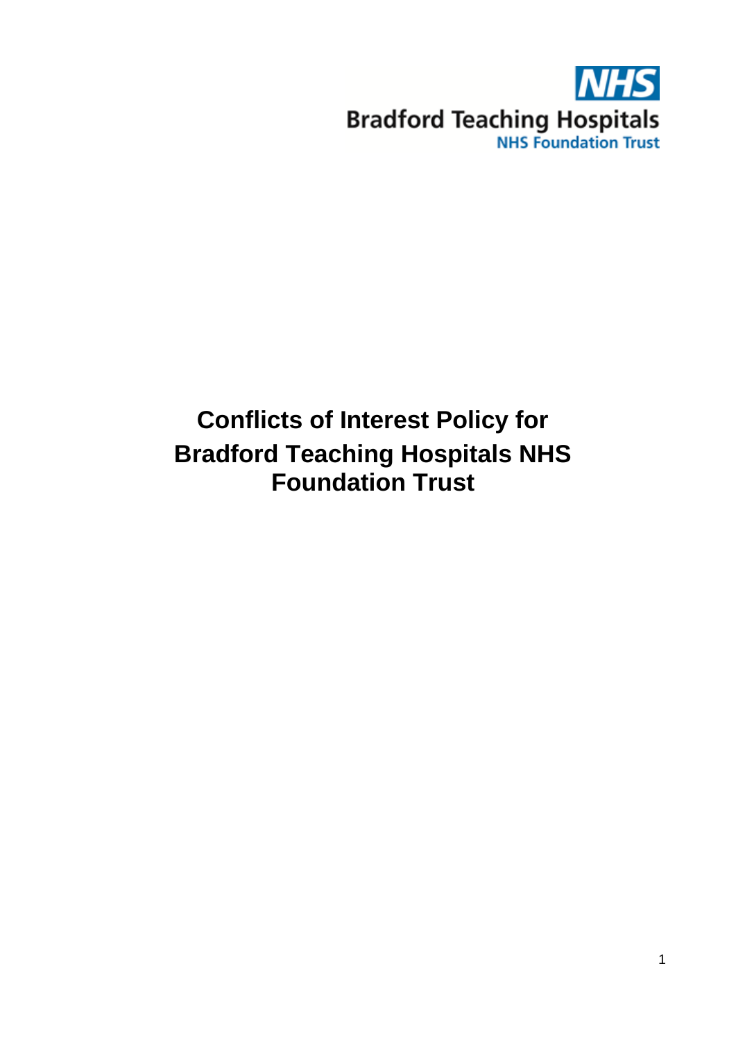NHS

Bradford Teaching Hospitals

NHS Foundation Trust

# Conflicts of Interest Policy for Bradford Teaching Hospitals NHS Foundation Trust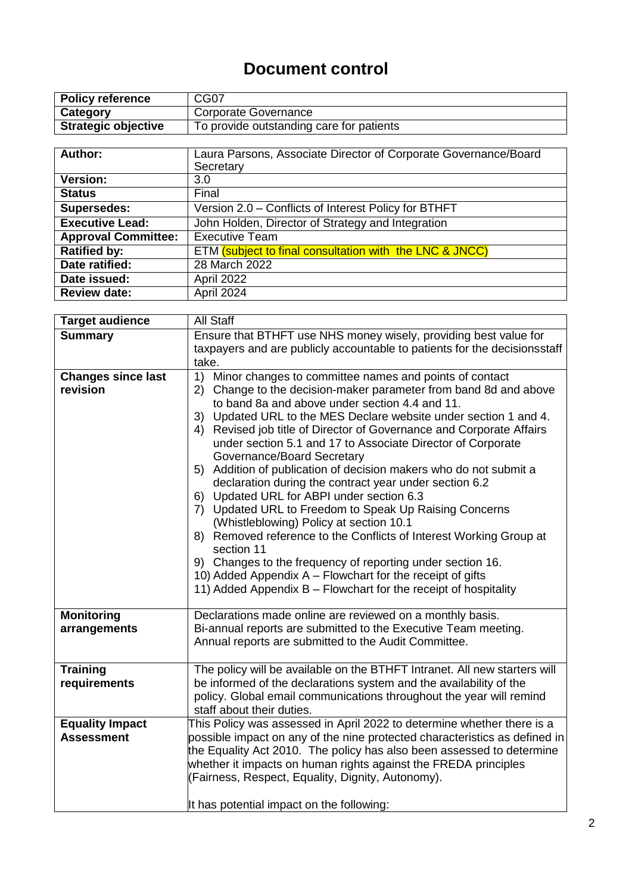# Document control

| Policy reference | CG07 |
|---|---|
| Category | Corporate Governance |
| Strategic objective | To provide outstanding care for patients |

| Author: | Laura Parsons, Associate Director of Corporate Governance/Board Secretary |
|---|---|
| Version: | 3.0 |
| Status | Final |
| Supersedes: | Version 2.0 – Conflicts of Interest Policy for BTHFT |
| Executive Lead: | John Holden, Director of Strategy and Integration |
| Approval Committee: | Executive Team |
| Ratified by: | ETM (subject to final consultation with the LNC & JNCC) |
| Date ratified: | 28 March 2022 |
| Date issued: | April 2022 |
| Review date: | April 2024 |

| Target audience | All Staff |
|---|---|
| Summary | Ensure that BTHFT use NHS money wisely, providing best value for taxpayers and are publicly accountable to patients for the decisionsstaff take. |
| Changes since last revision | 1) Minor changes to committee names and points of contact<br>2) Change to the decision-maker parameter from band 8d and above to band 8a and above under section 4.4 and 11.<br>3) Updated URL to the MES Declare website under section 1 and 4.<br>4) Revised job title of Director of Governance and Corporate Affairs under section 5.1 and 17 to Associate Director of Corporate Governance/Board Secretary<br>5) Addition of publication of decision makers who do not submit a declaration during the contract year under section 6.2<br>6) Updated URL for ABPI under section 6.3<br>7) Updated URL to Freedom to Speak Up Raising Concerns (Whistleblowing) Policy at section 10.1<br>8) Removed reference to the Conflicts of Interest Working Group at section 11<br>9) Changes to the frequency of reporting under section 16.<br>10) Added Appendix A – Flowchart for the receipt of gifts<br>11) Added Appendix B – Flowchart for the receipt of hospitality |
| Monitoring arrangements | Declarations made online are reviewed on a monthly basis.<br>Bi-annual reports are submitted to the Executive Team meeting.<br>Annual reports are submitted to the Audit Committee. |
| Training requirements | The policy will be available on the BTHFT Intranet. All new starters will be informed of the declarations system and the availability of the policy. Global email communications throughout the year will remind staff about their duties. |
| Equality Impact Assessment | This Policy was assessed in April 2022 to determine whether there is a possible impact on any of the nine protected characteristics as defined in the Equality Act 2010. The policy has also been assessed to determine whether it impacts on human rights against the FREDA principles (Fairness, Respect, Equality, Dignity, Autonomy).<br><br>It has potential impact on the following: |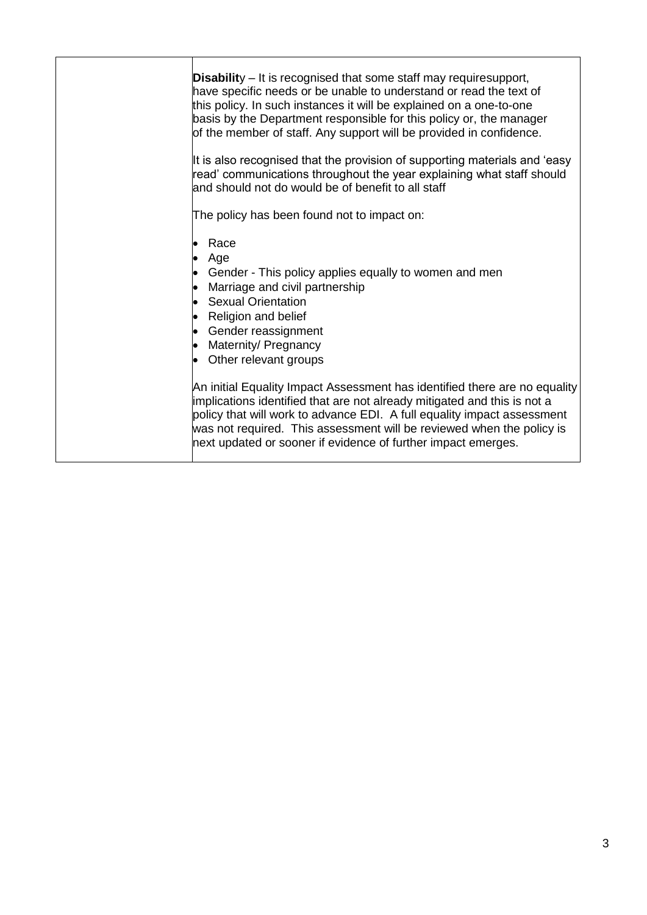| | |
|---|---|
| | **Disabilit**y – It is recognised that some staff may requiresupport, have specific needs or be unable to understand or read the text of this policy. In such instances it will be explained on a one-to-one basis by the Department responsible for this policy or, the manager of the member of staff. Any support will be provided in confidence.<br><br>It is also recognised that the provision of supporting materials and 'easy read' communications throughout the year explaining what staff should and should not do would be of benefit to all staff<br><br>The policy has been found not to impact on:<br><br>• Race<br>• Age<br>• Gender - This policy applies equally to women and men<br>• Marriage and civil partnership<br>• Sexual Orientation<br>• Religion and belief<br>• Gender reassignment<br>• Maternity/ Pregnancy<br>• Other relevant groups<br><br>An initial Equality Impact Assessment has identified there are no equality implications identified that are not already mitigated and this is not a policy that will work to advance EDI. A full equality impact assessment was not required. This assessment will be reviewed when the policy is next updated or sooner if evidence of further impact emerges. |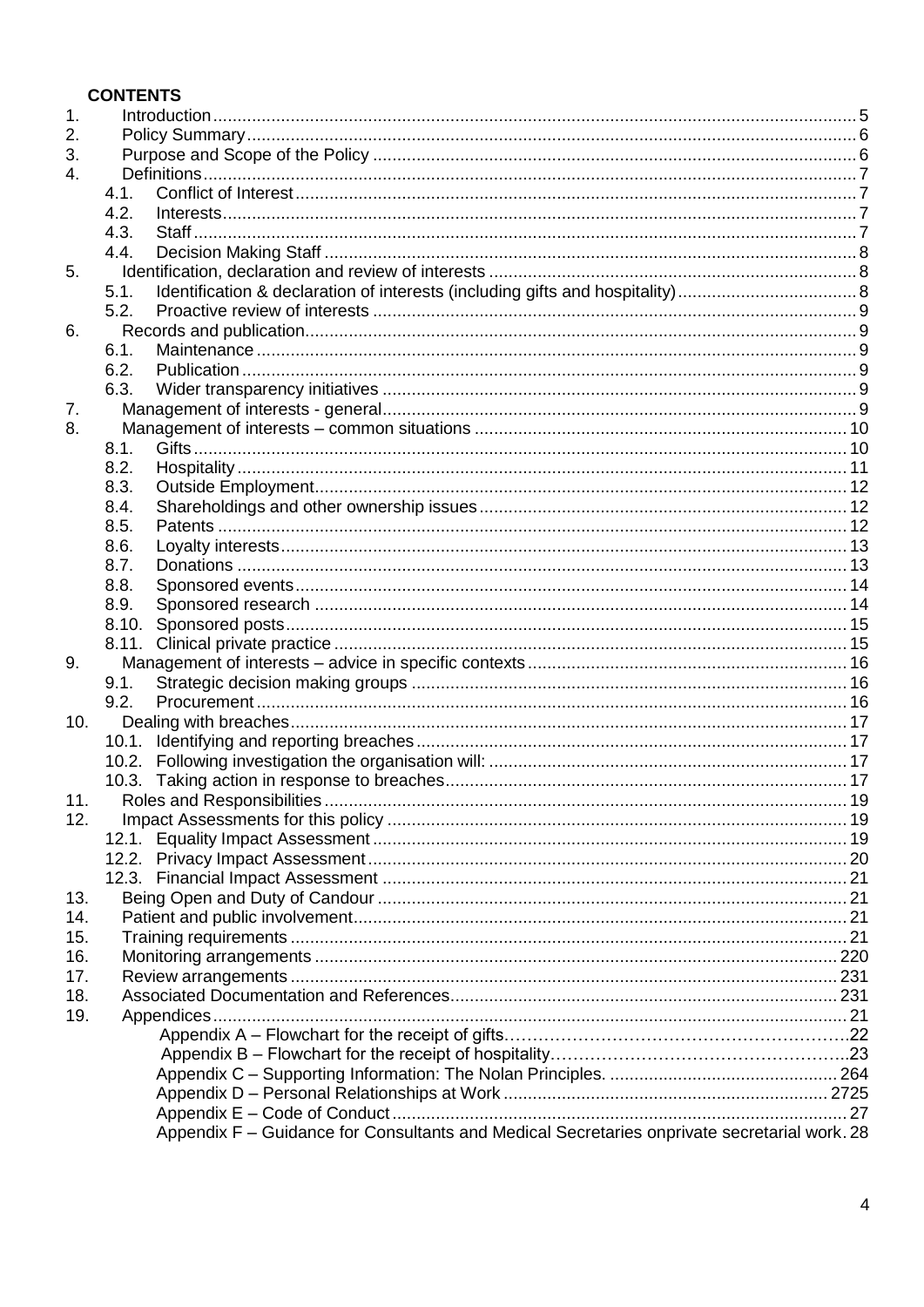**CONTENTS**

1. Introduction ..... 5
2. Policy Summary ..... 6
3. Purpose and Scope of the Policy ..... 6
4. Definitions ..... 7
   - 4.1. Conflict of Interest ..... 7
   - 4.2. Interests ..... 7
   - 4.3. Staff ..... 7
   - 4.4. Decision Making Staff ..... 8
5. Identification, declaration and review of interests ..... 8
   - 5.1. Identification & declaration of interests (including gifts and hospitality) ..... 8
   - 5.2. Proactive review of interests ..... 9
6. Records and publication ..... 9
   - 6.1. Maintenance ..... 9
   - 6.2. Publication ..... 9
   - 6.3. Wider transparency initiatives ..... 9
7. Management of interests - general ..... 9
8. Management of interests – common situations ..... 10
   - 8.1. Gifts ..... 10
   - 8.2. Hospitality ..... 11
   - 8.3. Outside Employment ..... 12
   - 8.4. Shareholdings and other ownership issues ..... 12
   - 8.5. Patents ..... 12
   - 8.6. Loyalty interests ..... 13
   - 8.7. Donations ..... 13
   - 8.8. Sponsored events ..... 14
   - 8.9. Sponsored research ..... 14
   - 8.10. Sponsored posts ..... 15
   - 8.11. Clinical private practice ..... 15
9. Management of interests – advice in specific contexts ..... 16
   - 9.1. Strategic decision making groups ..... 16
   - 9.2. Procurement ..... 16
10. Dealing with breaches ..... 17
    - 10.1. Identifying and reporting breaches ..... 17
    - 10.2. Following investigation the organisation will: ..... 17
    - 10.3. Taking action in response to breaches ..... 17
11. Roles and Responsibilities ..... 19
12. Impact Assessments for this policy ..... 19
    - 12.1. Equality Impact Assessment ..... 19
    - 12.2. Privacy Impact Assessment ..... 20
    - 12.3. Financial Impact Assessment ..... 21
13. Being Open and Duty of Candour ..... 21
14. Patient and public involvement ..... 21
15. Training requirements ..... 21
16. Monitoring arrangements ..... 220
17. Review arrangements ..... 231
18. Associated Documentation and References ..... 231
19. Appendices ..... 21
    - Appendix A – Flowchart for the receipt of gifts ..... 22
    - Appendix B – Flowchart for the receipt of hospitality ..... 23
    - Appendix C – Supporting Information: The Nolan Principles. ..... 264
    - Appendix D – Personal Relationships at Work ..... 2725
    - Appendix E – Code of Conduct ..... 27
    - Appendix F – Guidance for Consultants and Medical Secretaries onprivate secretarial work. 28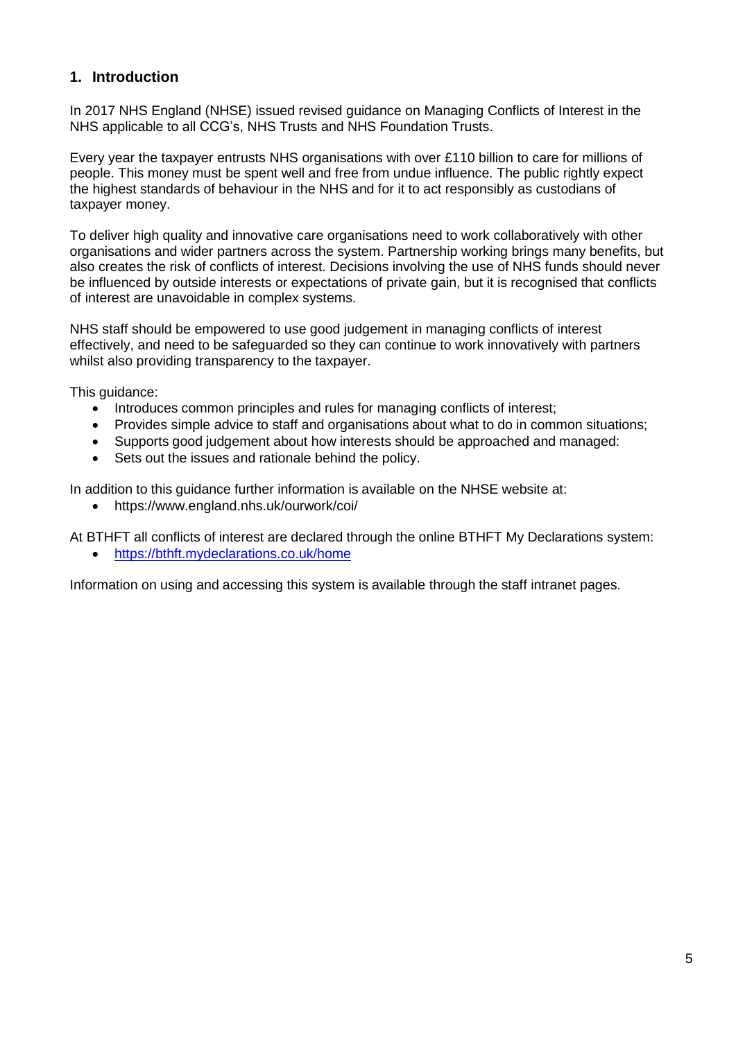## 1. Introduction

In 2017 NHS England (NHSE) issued revised guidance on Managing Conflicts of Interest in the NHS applicable to all CCG's, NHS Trusts and NHS Foundation Trusts.

Every year the taxpayer entrusts NHS organisations with over £110 billion to care for millions of people. This money must be spent well and free from undue influence. The public rightly expect the highest standards of behaviour in the NHS and for it to act responsibly as custodians of taxpayer money.

To deliver high quality and innovative care organisations need to work collaboratively with other organisations and wider partners across the system. Partnership working brings many benefits, but also creates the risk of conflicts of interest. Decisions involving the use of NHS funds should never be influenced by outside interests or expectations of private gain, but it is recognised that conflicts of interest are unavoidable in complex systems.

NHS staff should be empowered to use good judgement in managing conflicts of interest effectively, and need to be safeguarded so they can continue to work innovatively with partners whilst also providing transparency to the taxpayer.

This guidance:

- Introduces common principles and rules for managing conflicts of interest;
- Provides simple advice to staff and organisations about what to do in common situations;
- Supports good judgement about how interests should be approached and managed:
- Sets out the issues and rationale behind the policy.

In addition to this guidance further information is available on the NHSE website at:

- https://www.england.nhs.uk/ourwork/coi/

At BTHFT all conflicts of interest are declared through the online BTHFT My Declarations system:

- https://bthft.mydeclarations.co.uk/home

Information on using and accessing this system is available through the staff intranet pages.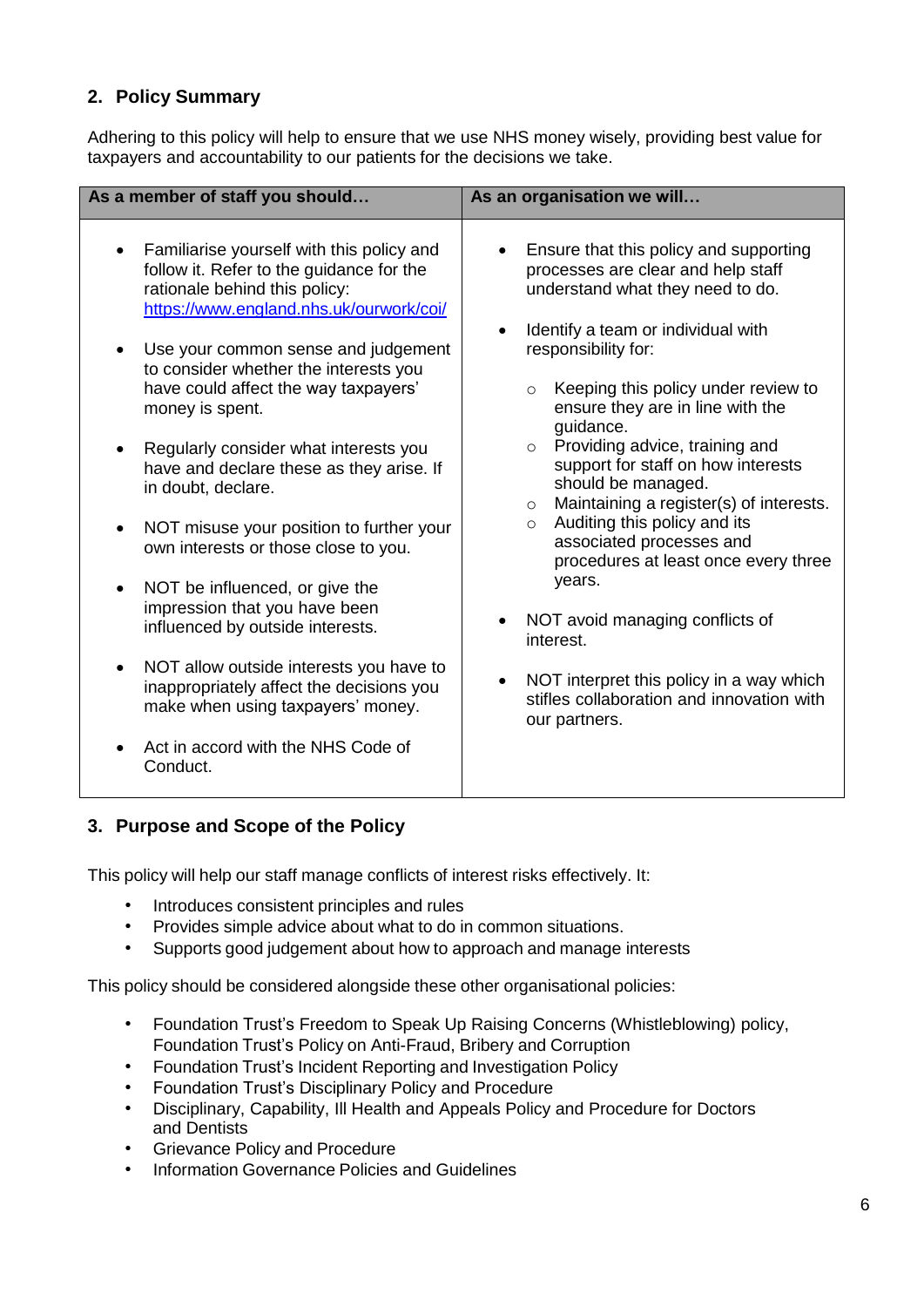## 2. Policy Summary

Adhering to this policy will help to ensure that we use NHS money wisely, providing best value for taxpayers and accountability to our patients for the decisions we take.

| As a member of staff you should… | As an organisation we will… |
|---|---|
| • Familiarise yourself with this policy and follow it. Refer to the guidance for the rationale behind this policy: https://www.england.nhs.uk/ourwork/coi/<br><br>• Use your common sense and judgement to consider whether the interests you have could affect the way taxpayers' money is spent.<br><br>• Regularly consider what interests you have and declare these as they arise. If in doubt, declare.<br><br>• NOT misuse your position to further your own interests or those close to you.<br><br>• NOT be influenced, or give the impression that you have been influenced by outside interests.<br><br>• NOT allow outside interests you have to inappropriately affect the decisions you make when using taxpayers' money.<br><br>• Act in accord with the NHS Code of Conduct. | • Ensure that this policy and supporting processes are clear and help staff understand what they need to do.<br><br>• Identify a team or individual with responsibility for:<br>&nbsp;&nbsp;&nbsp;&nbsp;○ Keeping this policy under review to ensure they are in line with the guidance.<br>&nbsp;&nbsp;&nbsp;&nbsp;○ Providing advice, training and support for staff on how interests should be managed.<br>&nbsp;&nbsp;&nbsp;&nbsp;○ Maintaining a register(s) of interests.<br>&nbsp;&nbsp;&nbsp;&nbsp;○ Auditing this policy and its associated processes and procedures at least once every three years.<br><br>• NOT avoid managing conflicts of interest.<br><br>• NOT interpret this policy in a way which stifles collaboration and innovation with our partners. |

## 3. Purpose and Scope of the Policy

This policy will help our staff manage conflicts of interest risks effectively. It:

- Introduces consistent principles and rules
- Provides simple advice about what to do in common situations.
- Supports good judgement about how to approach and manage interests

This policy should be considered alongside these other organisational policies:

- Foundation Trust's Freedom to Speak Up Raising Concerns (Whistleblowing) policy, Foundation Trust's Policy on Anti-Fraud, Bribery and Corruption
- Foundation Trust's Incident Reporting and Investigation Policy
- Foundation Trust's Disciplinary Policy and Procedure
- Disciplinary, Capability, Ill Health and Appeals Policy and Procedure for Doctors and Dentists
- Grievance Policy and Procedure
- Information Governance Policies and Guidelines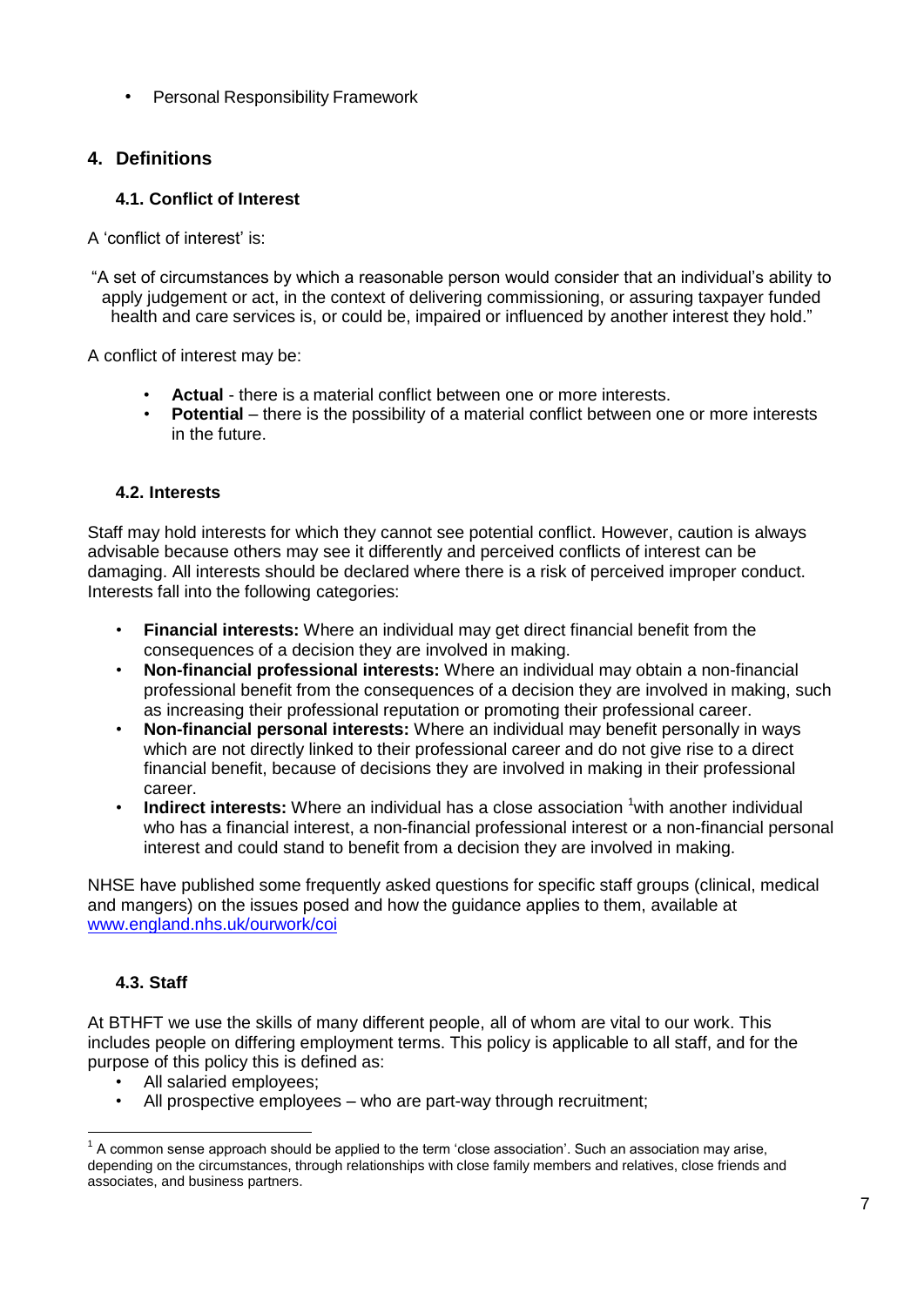- Personal Responsibility Framework

## 4. Definitions

### 4.1. Conflict of Interest

A 'conflict of interest' is:

"A set of circumstances by which a reasonable person would consider that an individual's ability to apply judgement or act, in the context of delivering commissioning, or assuring taxpayer funded health and care services is, or could be, impaired or influenced by another interest they hold."

A conflict of interest may be:

- **Actual** - there is a material conflict between one or more interests.
- **Potential** – there is the possibility of a material conflict between one or more interests in the future.

### 4.2. Interests

Staff may hold interests for which they cannot see potential conflict. However, caution is always advisable because others may see it differently and perceived conflicts of interest can be damaging. All interests should be declared where there is a risk of perceived improper conduct. Interests fall into the following categories:

- **Financial interests:** Where an individual may get direct financial benefit from the consequences of a decision they are involved in making.
- **Non-financial professional interests:** Where an individual may obtain a non-financial professional benefit from the consequences of a decision they are involved in making, such as increasing their professional reputation or promoting their professional career.
- **Non-financial personal interests:** Where an individual may benefit personally in ways which are not directly linked to their professional career and do not give rise to a direct financial benefit, because of decisions they are involved in making in their professional career.
- **Indirect interests:** Where an individual has a close association [1] with another individual who has a financial interest, a non-financial professional interest or a non-financial personal interest and could stand to benefit from a decision they are involved in making.

NHSE have published some frequently asked questions for specific staff groups (clinical, medical and mangers) on the issues posed and how the guidance applies to them, available at [www.england.nhs.uk/ourwork/coi](http://www.england.nhs.uk/ourwork/coi)

### 4.3. Staff

At BTHFT we use the skills of many different people, all of whom are vital to our work. This includes people on differing employment terms. This policy is applicable to all staff, and for the purpose of this policy this is defined as:

- All salaried employees;
- All prospective employees – who are part-way through recruitment;

---

[1] A common sense approach should be applied to the term 'close association'. Such an association may arise, depending on the circumstances, through relationships with close family members and relatives, close friends and associates, and business partners.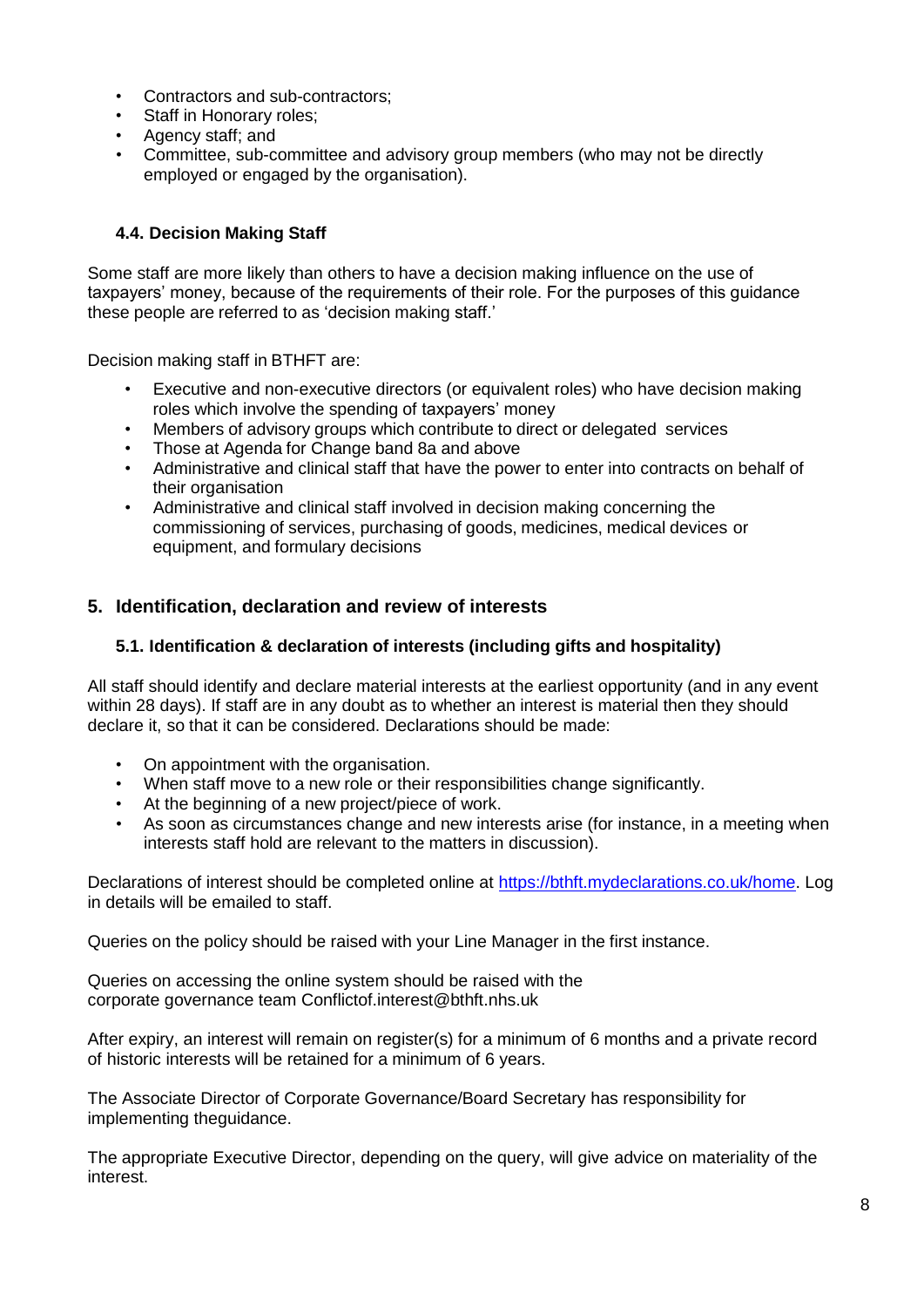- Contractors and sub-contractors;
- Staff in Honorary roles;
- Agency staff; and
- Committee, sub-committee and advisory group members (who may not be directly employed or engaged by the organisation).

### 4.4. Decision Making Staff

Some staff are more likely than others to have a decision making influence on the use of taxpayers' money, because of the requirements of their role. For the purposes of this guidance these people are referred to as 'decision making staff.'

Decision making staff in BTHFT are:

- Executive and non-executive directors (or equivalent roles) who have decision making roles which involve the spending of taxpayers' money
- Members of advisory groups which contribute to direct or delegated services
- Those at Agenda for Change band 8a and above
- Administrative and clinical staff that have the power to enter into contracts on behalf of their organisation
- Administrative and clinical staff involved in decision making concerning the commissioning of services, purchasing of goods, medicines, medical devices or equipment, and formulary decisions

## 5. Identification, declaration and review of interests

### 5.1. Identification & declaration of interests (including gifts and hospitality)

All staff should identify and declare material interests at the earliest opportunity (and in any event within 28 days). If staff are in any doubt as to whether an interest is material then they should declare it, so that it can be considered. Declarations should be made:

- On appointment with the organisation.
- When staff move to a new role or their responsibilities change significantly.
- At the beginning of a new project/piece of work.
- As soon as circumstances change and new interests arise (for instance, in a meeting when interests staff hold are relevant to the matters in discussion).

Declarations of interest should be completed online at [https://bthft.mydeclarations.co.uk/home](https://bthft.mydeclarations.co.uk/home). Log in details will be emailed to staff.

Queries on the policy should be raised with your Line Manager in the first instance.

Queries on accessing the online system should be raised with the corporate governance team Conflictof.interest@bthft.nhs.uk

After expiry, an interest will remain on register(s) for a minimum of 6 months and a private record of historic interests will be retained for a minimum of 6 years.

The Associate Director of Corporate Governance/Board Secretary has responsibility for implementing theguidance.

The appropriate Executive Director, depending on the query, will give advice on materiality of the interest.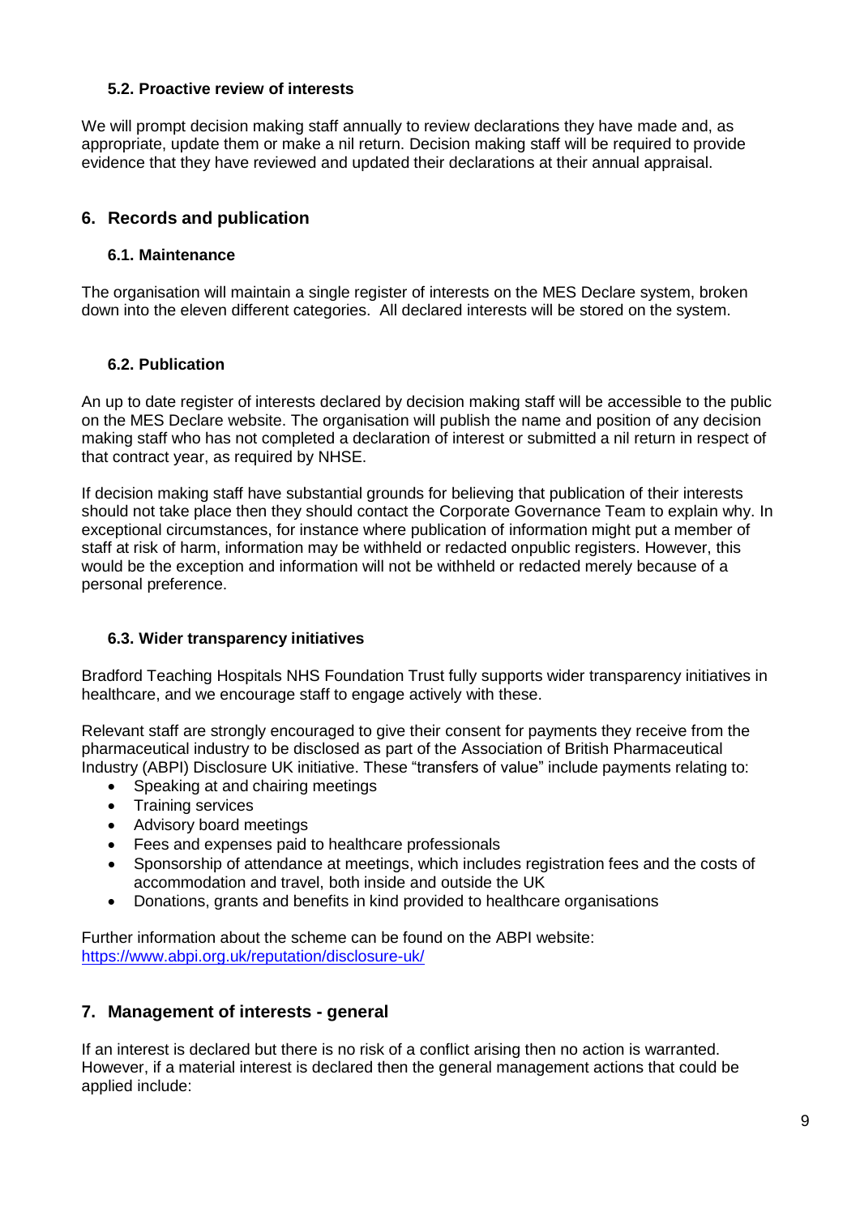### 5.2. Proactive review of interests

We will prompt decision making staff annually to review declarations they have made and, as appropriate, update them or make a nil return. Decision making staff will be required to provide evidence that they have reviewed and updated their declarations at their annual appraisal.

## 6. Records and publication

### 6.1. Maintenance

The organisation will maintain a single register of interests on the MES Declare system, broken down into the eleven different categories. All declared interests will be stored on the system.

### 6.2. Publication

An up to date register of interests declared by decision making staff will be accessible to the public on the MES Declare website. The organisation will publish the name and position of any decision making staff who has not completed a declaration of interest or submitted a nil return in respect of that contract year, as required by NHSE.

If decision making staff have substantial grounds for believing that publication of their interests should not take place then they should contact the Corporate Governance Team to explain why. In exceptional circumstances, for instance where publication of information might put a member of staff at risk of harm, information may be withheld or redacted onpublic registers. However, this would be the exception and information will not be withheld or redacted merely because of a personal preference.

### 6.3. Wider transparency initiatives

Bradford Teaching Hospitals NHS Foundation Trust fully supports wider transparency initiatives in healthcare, and we encourage staff to engage actively with these.

Relevant staff are strongly encouraged to give their consent for payments they receive from the pharmaceutical industry to be disclosed as part of the Association of British Pharmaceutical Industry (ABPI) Disclosure UK initiative. These "transfers of value" include payments relating to:

- Speaking at and chairing meetings
- Training services
- Advisory board meetings
- Fees and expenses paid to healthcare professionals
- Sponsorship of attendance at meetings, which includes registration fees and the costs of accommodation and travel, both inside and outside the UK
- Donations, grants and benefits in kind provided to healthcare organisations

Further information about the scheme can be found on the ABPI website: https://www.abpi.org.uk/reputation/disclosure-uk/

## 7. Management of interests - general

If an interest is declared but there is no risk of a conflict arising then no action is warranted. However, if a material interest is declared then the general management actions that could be applied include: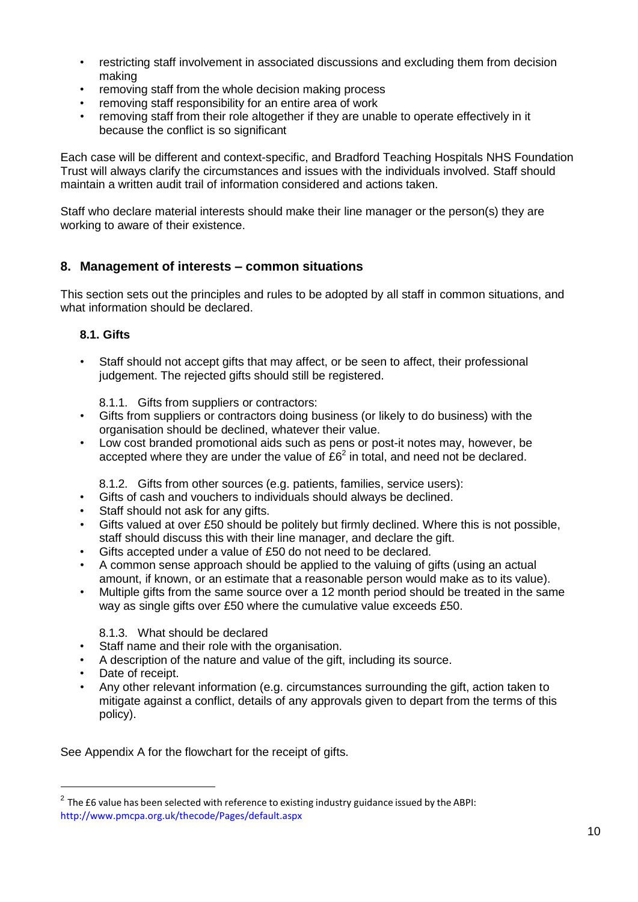- restricting staff involvement in associated discussions and excluding them from decision making
- removing staff from the whole decision making process
- removing staff responsibility for an entire area of work
- removing staff from their role altogether if they are unable to operate effectively in it because the conflict is so significant

Each case will be different and context-specific, and Bradford Teaching Hospitals NHS Foundation Trust will always clarify the circumstances and issues with the individuals involved. Staff should maintain a written audit trail of information considered and actions taken.

Staff who declare material interests should make their line manager or the person(s) they are working to aware of their existence.

## 8. Management of interests – common situations

This section sets out the principles and rules to be adopted by all staff in common situations, and what information should be declared.

### 8.1. Gifts

- Staff should not accept gifts that may affect, or be seen to affect, their professional judgement. The rejected gifts should still be registered.

8.1.1. Gifts from suppliers or contractors:

- Gifts from suppliers or contractors doing business (or likely to do business) with the organisation should be declined, whatever their value.
- Low cost branded promotional aids such as pens or post-it notes may, however, be accepted where they are under the value of £6[2] in total, and need not be declared.

8.1.2. Gifts from other sources (e.g. patients, families, service users):

- Gifts of cash and vouchers to individuals should always be declined.
- Staff should not ask for any gifts.
- Gifts valued at over £50 should be politely but firmly declined. Where this is not possible, staff should discuss this with their line manager, and declare the gift.
- Gifts accepted under a value of £50 do not need to be declared.
- A common sense approach should be applied to the valuing of gifts (using an actual amount, if known, or an estimate that a reasonable person would make as to its value).
- Multiple gifts from the same source over a 12 month period should be treated in the same way as single gifts over £50 where the cumulative value exceeds £50.

8.1.3. What should be declared

- Staff name and their role with the organisation.
- A description of the nature and value of the gift, including its source.
- Date of receipt.
- Any other relevant information (e.g. circumstances surrounding the gift, action taken to mitigate against a conflict, details of any approvals given to depart from the terms of this policy).

See Appendix A for the flowchart for the receipt of gifts.

---

[2] The £6 value has been selected with reference to existing industry guidance issued by the ABPI: http://www.pmcpa.org.uk/thecode/Pages/default.aspx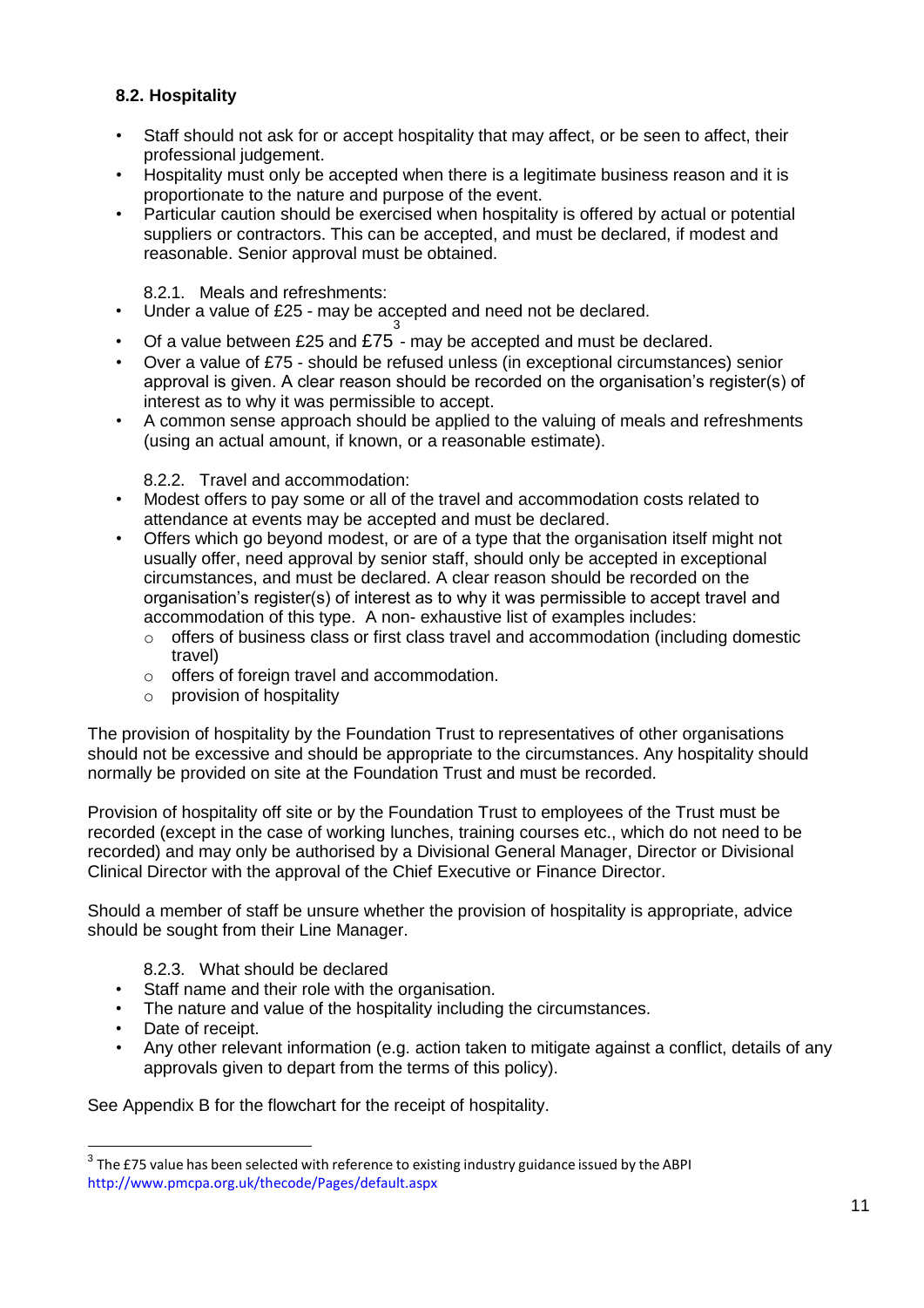### 8.2. Hospitality

- Staff should not ask for or accept hospitality that may affect, or be seen to affect, their professional judgement.
- Hospitality must only be accepted when there is a legitimate business reason and it is proportionate to the nature and purpose of the event.
- Particular caution should be exercised when hospitality is offered by actual or potential suppliers or contractors. This can be accepted, and must be declared, if modest and reasonable. Senior approval must be obtained.

8.2.1. Meals and refreshments:

- Under a value of £25 - may be accepted and need not be declared.
- Of a value between £25 and £75[3] - may be accepted and must be declared.
- Over a value of £75 - should be refused unless (in exceptional circumstances) senior approval is given. A clear reason should be recorded on the organisation's register(s) of interest as to why it was permissible to accept.
- A common sense approach should be applied to the valuing of meals and refreshments (using an actual amount, if known, or a reasonable estimate).

8.2.2. Travel and accommodation:

- Modest offers to pay some or all of the travel and accommodation costs related to attendance at events may be accepted and must be declared.
- Offers which go beyond modest, or are of a type that the organisation itself might not usually offer, need approval by senior staff, should only be accepted in exceptional circumstances, and must be declared. A clear reason should be recorded on the organisation's register(s) of interest as to why it was permissible to accept travel and accommodation of this type. A non- exhaustive list of examples includes:
  - offers of business class or first class travel and accommodation (including domestic travel)
  - offers of foreign travel and accommodation.
  - provision of hospitality

The provision of hospitality by the Foundation Trust to representatives of other organisations should not be excessive and should be appropriate to the circumstances. Any hospitality should normally be provided on site at the Foundation Trust and must be recorded.

Provision of hospitality off site or by the Foundation Trust to employees of the Trust must be recorded (except in the case of working lunches, training courses etc., which do not need to be recorded) and may only be authorised by a Divisional General Manager, Director or Divisional Clinical Director with the approval of the Chief Executive or Finance Director.

Should a member of staff be unsure whether the provision of hospitality is appropriate, advice should be sought from their Line Manager.

8.2.3. What should be declared

- Staff name and their role with the organisation.
- The nature and value of the hospitality including the circumstances.
- Date of receipt.
- Any other relevant information (e.g. action taken to mitigate against a conflict, details of any approvals given to depart from the terms of this policy).

See Appendix B for the flowchart for the receipt of hospitality.

---

[3] The £75 value has been selected with reference to existing industry guidance issued by the ABPI http://www.pmcpa.org.uk/thecode/Pages/default.aspx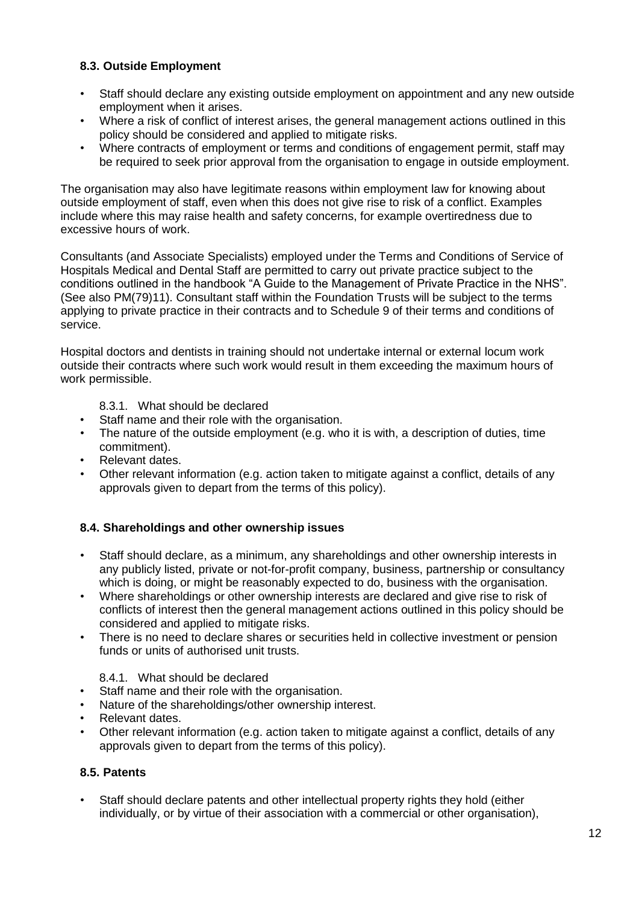### 8.3. Outside Employment

- Staff should declare any existing outside employment on appointment and any new outside employment when it arises.
- Where a risk of conflict of interest arises, the general management actions outlined in this policy should be considered and applied to mitigate risks.
- Where contracts of employment or terms and conditions of engagement permit, staff may be required to seek prior approval from the organisation to engage in outside employment.

The organisation may also have legitimate reasons within employment law for knowing about outside employment of staff, even when this does not give rise to risk of a conflict. Examples include where this may raise health and safety concerns, for example overtiredness due to excessive hours of work.

Consultants (and Associate Specialists) employed under the Terms and Conditions of Service of Hospitals Medical and Dental Staff are permitted to carry out private practice subject to the conditions outlined in the handbook "A Guide to the Management of Private Practice in the NHS". (See also PM(79)11). Consultant staff within the Foundation Trusts will be subject to the terms applying to private practice in their contracts and to Schedule 9 of their terms and conditions of service.

Hospital doctors and dentists in training should not undertake internal or external locum work outside their contracts where such work would result in them exceeding the maximum hours of work permissible.

#### 8.3.1. What should be declared

- Staff name and their role with the organisation.
- The nature of the outside employment (e.g. who it is with, a description of duties, time commitment).
- Relevant dates.
- Other relevant information (e.g. action taken to mitigate against a conflict, details of any approvals given to depart from the terms of this policy).

### 8.4. Shareholdings and other ownership issues

- Staff should declare, as a minimum, any shareholdings and other ownership interests in any publicly listed, private or not-for-profit company, business, partnership or consultancy which is doing, or might be reasonably expected to do, business with the organisation.
- Where shareholdings or other ownership interests are declared and give rise to risk of conflicts of interest then the general management actions outlined in this policy should be considered and applied to mitigate risks.
- There is no need to declare shares or securities held in collective investment or pension funds or units of authorised unit trusts.

#### 8.4.1. What should be declared

- Staff name and their role with the organisation.
- Nature of the shareholdings/other ownership interest.
- Relevant dates.
- Other relevant information (e.g. action taken to mitigate against a conflict, details of any approvals given to depart from the terms of this policy).

### 8.5. Patents

- Staff should declare patents and other intellectual property rights they hold (either individually, or by virtue of their association with a commercial or other organisation),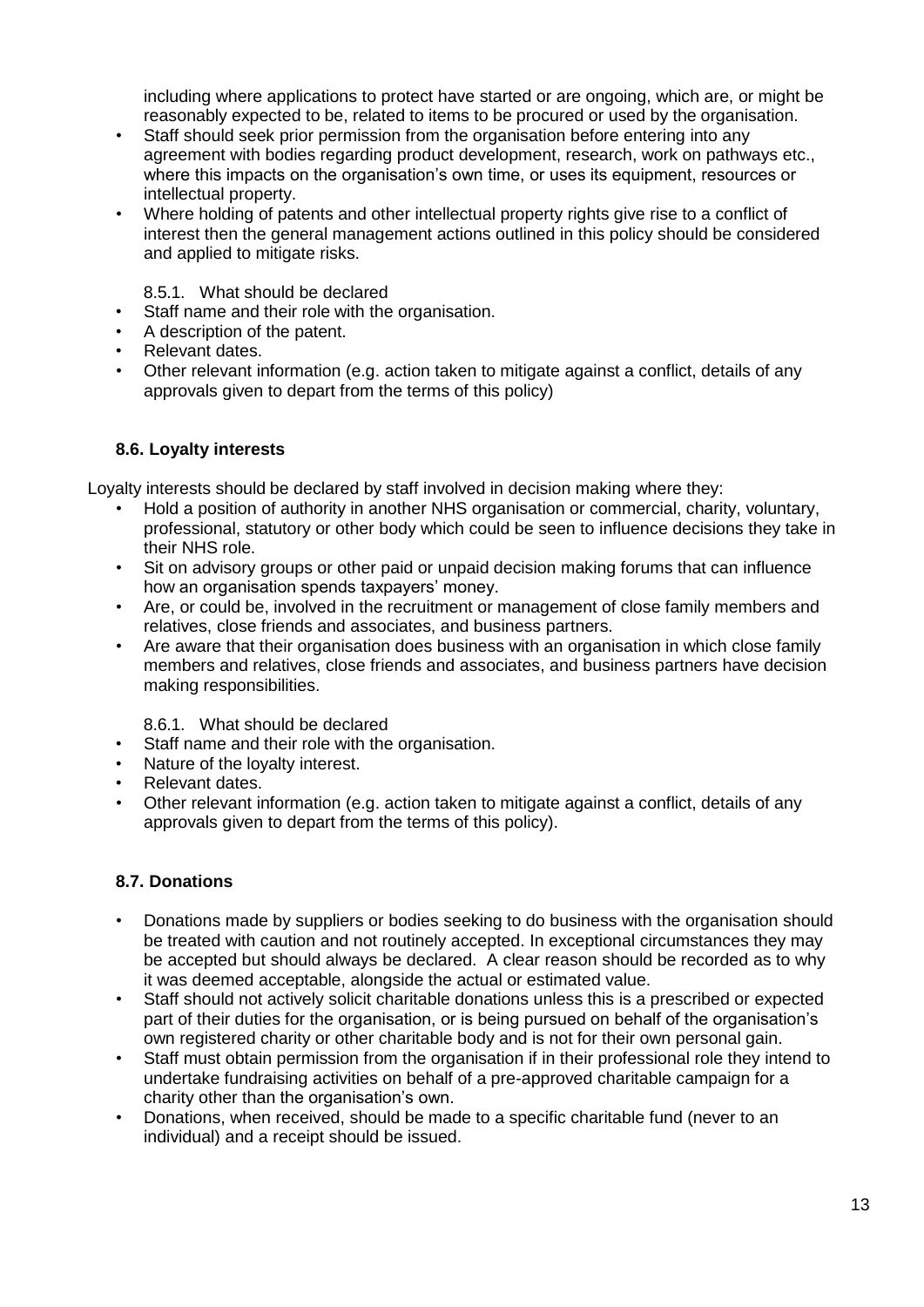including where applications to protect have started or are ongoing, which are, or might be reasonably expected to be, related to items to be procured or used by the organisation.

- Staff should seek prior permission from the organisation before entering into any agreement with bodies regarding product development, research, work on pathways etc., where this impacts on the organisation's own time, or uses its equipment, resources or intellectual property.
- Where holding of patents and other intellectual property rights give rise to a conflict of interest then the general management actions outlined in this policy should be considered and applied to mitigate risks.

8.5.1. What should be declared

- Staff name and their role with the organisation.
- A description of the patent.
- Relevant dates.
- Other relevant information (e.g. action taken to mitigate against a conflict, details of any approvals given to depart from the terms of this policy)

### 8.6. Loyalty interests

Loyalty interests should be declared by staff involved in decision making where they:

- Hold a position of authority in another NHS organisation or commercial, charity, voluntary, professional, statutory or other body which could be seen to influence decisions they take in their NHS role.
- Sit on advisory groups or other paid or unpaid decision making forums that can influence how an organisation spends taxpayers' money.
- Are, or could be, involved in the recruitment or management of close family members and relatives, close friends and associates, and business partners.
- Are aware that their organisation does business with an organisation in which close family members and relatives, close friends and associates, and business partners have decision making responsibilities.

8.6.1. What should be declared

- Staff name and their role with the organisation.
- Nature of the loyalty interest.
- Relevant dates.
- Other relevant information (e.g. action taken to mitigate against a conflict, details of any approvals given to depart from the terms of this policy).

### 8.7. Donations

- Donations made by suppliers or bodies seeking to do business with the organisation should be treated with caution and not routinely accepted. In exceptional circumstances they may be accepted but should always be declared. A clear reason should be recorded as to why it was deemed acceptable, alongside the actual or estimated value.
- Staff should not actively solicit charitable donations unless this is a prescribed or expected part of their duties for the organisation, or is being pursued on behalf of the organisation's own registered charity or other charitable body and is not for their own personal gain.
- Staff must obtain permission from the organisation if in their professional role they intend to undertake fundraising activities on behalf of a pre-approved charitable campaign for a charity other than the organisation's own.
- Donations, when received, should be made to a specific charitable fund (never to an individual) and a receipt should be issued.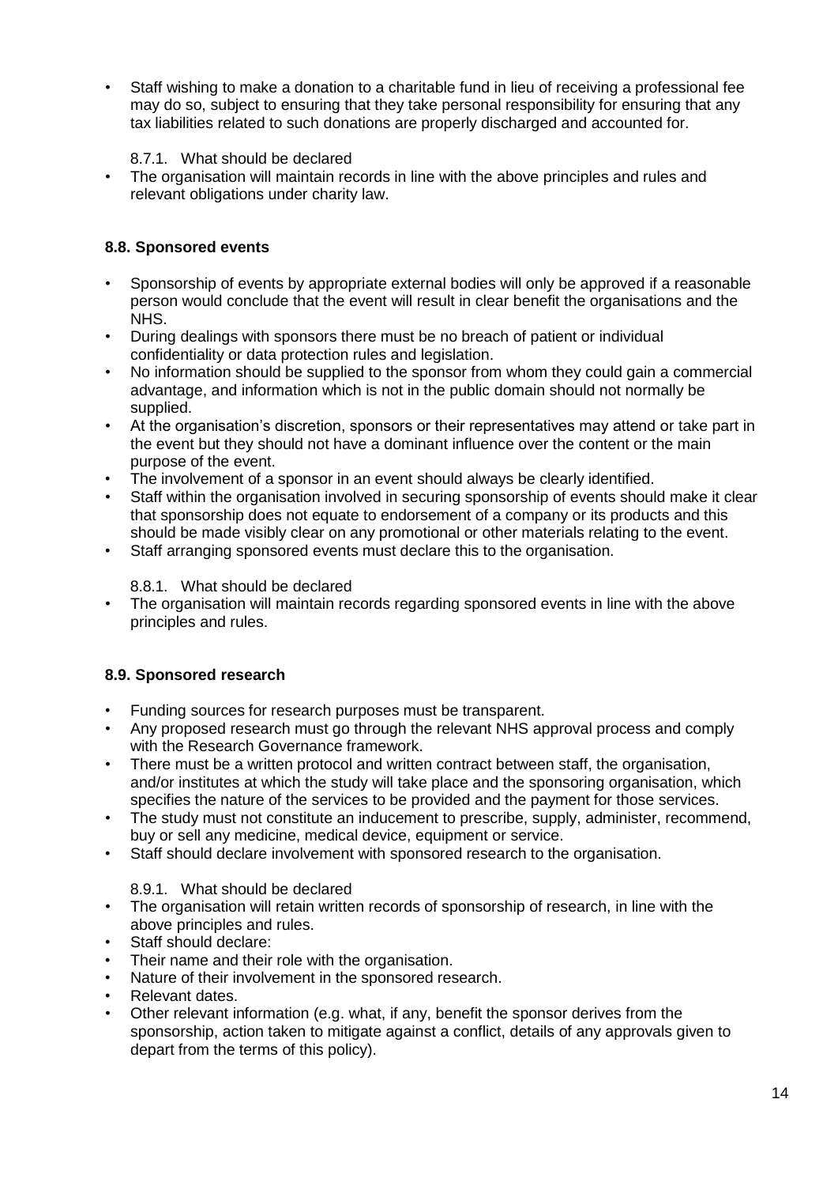- Staff wishing to make a donation to a charitable fund in lieu of receiving a professional fee may do so, subject to ensuring that they take personal responsibility for ensuring that any tax liabilities related to such donations are properly discharged and accounted for.

#### 8.7.1. What should be declared

- The organisation will maintain records in line with the above principles and rules and relevant obligations under charity law.

### 8.8. Sponsored events

- Sponsorship of events by appropriate external bodies will only be approved if a reasonable person would conclude that the event will result in clear benefit the organisations and the NHS.
- During dealings with sponsors there must be no breach of patient or individual confidentiality or data protection rules and legislation.
- No information should be supplied to the sponsor from whom they could gain a commercial advantage, and information which is not in the public domain should not normally be supplied.
- At the organisation's discretion, sponsors or their representatives may attend or take part in the event but they should not have a dominant influence over the content or the main purpose of the event.
- The involvement of a sponsor in an event should always be clearly identified.
- Staff within the organisation involved in securing sponsorship of events should make it clear that sponsorship does not equate to endorsement of a company or its products and this should be made visibly clear on any promotional or other materials relating to the event.
- Staff arranging sponsored events must declare this to the organisation.

#### 8.8.1. What should be declared

- The organisation will maintain records regarding sponsored events in line with the above principles and rules.

### 8.9. Sponsored research

- Funding sources for research purposes must be transparent.
- Any proposed research must go through the relevant NHS approval process and comply with the Research Governance framework.
- There must be a written protocol and written contract between staff, the organisation, and/or institutes at which the study will take place and the sponsoring organisation, which specifies the nature of the services to be provided and the payment for those services.
- The study must not constitute an inducement to prescribe, supply, administer, recommend, buy or sell any medicine, medical device, equipment or service.
- Staff should declare involvement with sponsored research to the organisation.

#### 8.9.1. What should be declared

- The organisation will retain written records of sponsorship of research, in line with the above principles and rules.
- Staff should declare:
- Their name and their role with the organisation.
- Nature of their involvement in the sponsored research.
- Relevant dates.
- Other relevant information (e.g. what, if any, benefit the sponsor derives from the sponsorship, action taken to mitigate against a conflict, details of any approvals given to depart from the terms of this policy).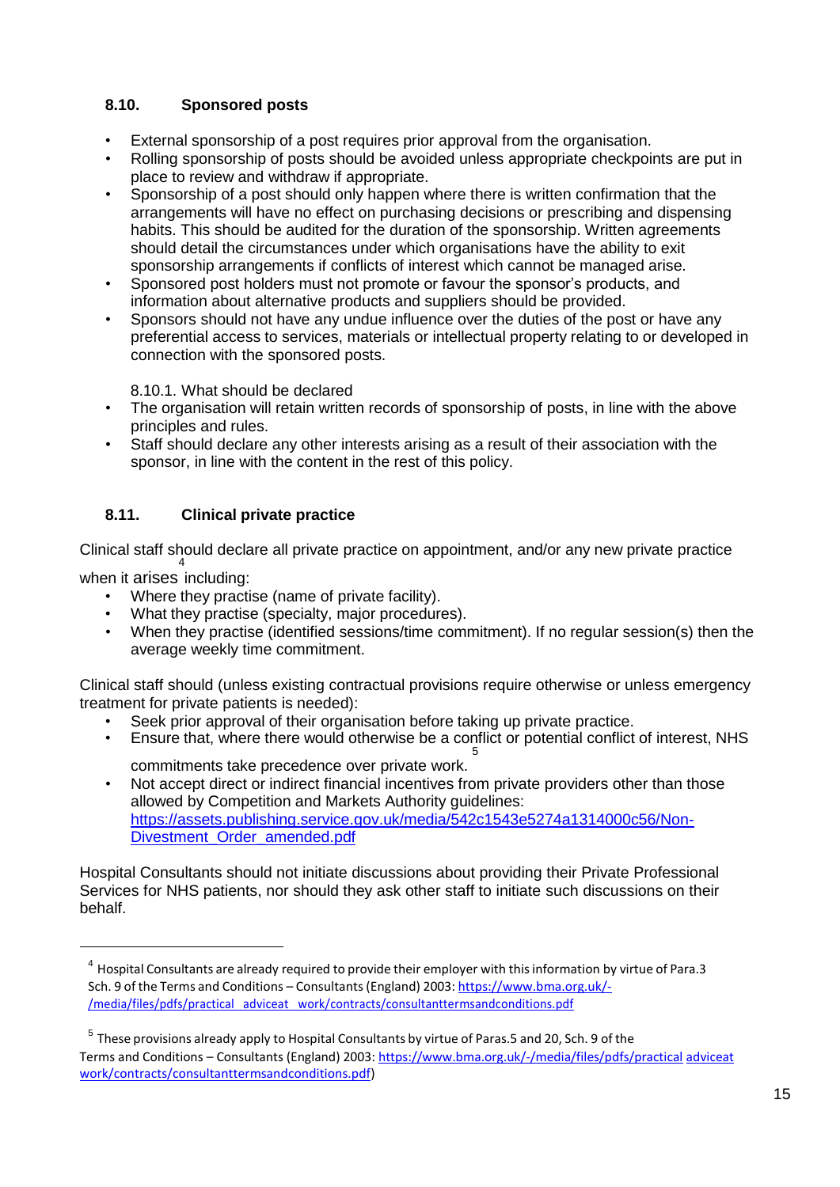### 8.10. Sponsored posts

- External sponsorship of a post requires prior approval from the organisation.
- Rolling sponsorship of posts should be avoided unless appropriate checkpoints are put in place to review and withdraw if appropriate.
- Sponsorship of a post should only happen where there is written confirmation that the arrangements will have no effect on purchasing decisions or prescribing and dispensing habits. This should be audited for the duration of the sponsorship. Written agreements should detail the circumstances under which organisations have the ability to exit sponsorship arrangements if conflicts of interest which cannot be managed arise.
- Sponsored post holders must not promote or favour the sponsor's products, and information about alternative products and suppliers should be provided.
- Sponsors should not have any undue influence over the duties of the post or have any preferential access to services, materials or intellectual property relating to or developed in connection with the sponsored posts.

8.10.1. What should be declared

- The organisation will retain written records of sponsorship of posts, in line with the above principles and rules.
- Staff should declare any other interests arising as a result of their association with the sponsor, in line with the content in the rest of this policy.

### 8.11. Clinical private practice

Clinical staff should declare all private practice on appointment, and/or any new private practice when it arises[4] including:

- Where they practise (name of private facility).
- What they practise (specialty, major procedures).
- When they practise (identified sessions/time commitment). If no regular session(s) then the average weekly time commitment.

Clinical staff should (unless existing contractual provisions require otherwise or unless emergency treatment for private patients is needed):

- Seek prior approval of their organisation before taking up private practice.
- Ensure that, where there would otherwise be a conflict or potential conflict of interest, NHS commitments take precedence over private work.[5]
- Not accept direct or indirect financial incentives from private providers other than those allowed by Competition and Markets Authority guidelines: https://assets.publishing.service.gov.uk/media/542c1543e5274a1314000c56/Non-Divestment_Order_amended.pdf

Hospital Consultants should not initiate discussions about providing their Private Professional Services for NHS patients, nor should they ask other staff to initiate such discussions on their behalf.

---

[4] Hospital Consultants are already required to provide their employer with this information by virtue of Para.3 Sch. 9 of the Terms and Conditions – Consultants (England) 2003: https://www.bma.org.uk/-/media/files/pdfs/practical adviceat work/contracts/consultanttermsandconditions.pdf

[5] These provisions already apply to Hospital Consultants by virtue of Paras.5 and 20, Sch. 9 of the Terms and Conditions – Consultants (England) 2003: https://www.bma.org.uk/-/media/files/pdfs/practical adviceat work/contracts/consultanttermsandconditions.pdf)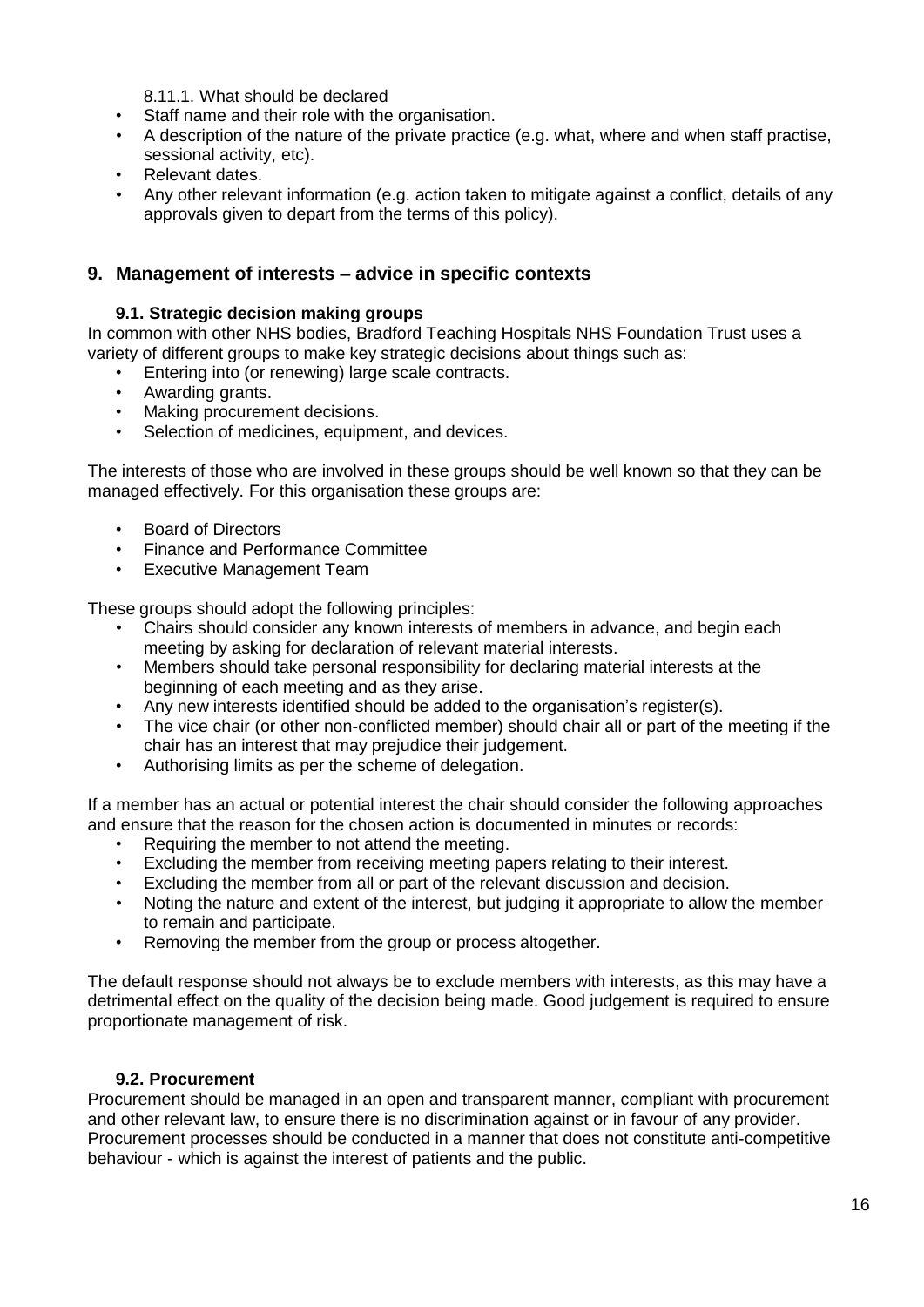8.11.1. What should be declared

- Staff name and their role with the organisation.
- A description of the nature of the private practice (e.g. what, where and when staff practise, sessional activity, etc).
- Relevant dates.
- Any other relevant information (e.g. action taken to mitigate against a conflict, details of any approvals given to depart from the terms of this policy).

## 9. Management of interests – advice in specific contexts

### 9.1. Strategic decision making groups

In common with other NHS bodies, Bradford Teaching Hospitals NHS Foundation Trust uses a variety of different groups to make key strategic decisions about things such as:

- Entering into (or renewing) large scale contracts.
- Awarding grants.
- Making procurement decisions.
- Selection of medicines, equipment, and devices.

The interests of those who are involved in these groups should be well known so that they can be managed effectively. For this organisation these groups are:

- Board of Directors
- Finance and Performance Committee
- Executive Management Team

These groups should adopt the following principles:

- Chairs should consider any known interests of members in advance, and begin each meeting by asking for declaration of relevant material interests.
- Members should take personal responsibility for declaring material interests at the beginning of each meeting and as they arise.
- Any new interests identified should be added to the organisation's register(s).
- The vice chair (or other non-conflicted member) should chair all or part of the meeting if the chair has an interest that may prejudice their judgement.
- Authorising limits as per the scheme of delegation.

If a member has an actual or potential interest the chair should consider the following approaches and ensure that the reason for the chosen action is documented in minutes or records:

- Requiring the member to not attend the meeting.
- Excluding the member from receiving meeting papers relating to their interest.
- Excluding the member from all or part of the relevant discussion and decision.
- Noting the nature and extent of the interest, but judging it appropriate to allow the member to remain and participate.
- Removing the member from the group or process altogether.

The default response should not always be to exclude members with interests, as this may have a detrimental effect on the quality of the decision being made. Good judgement is required to ensure proportionate management of risk.

### 9.2. Procurement

Procurement should be managed in an open and transparent manner, compliant with procurement and other relevant law, to ensure there is no discrimination against or in favour of any provider. Procurement processes should be conducted in a manner that does not constitute anti-competitive behaviour - which is against the interest of patients and the public.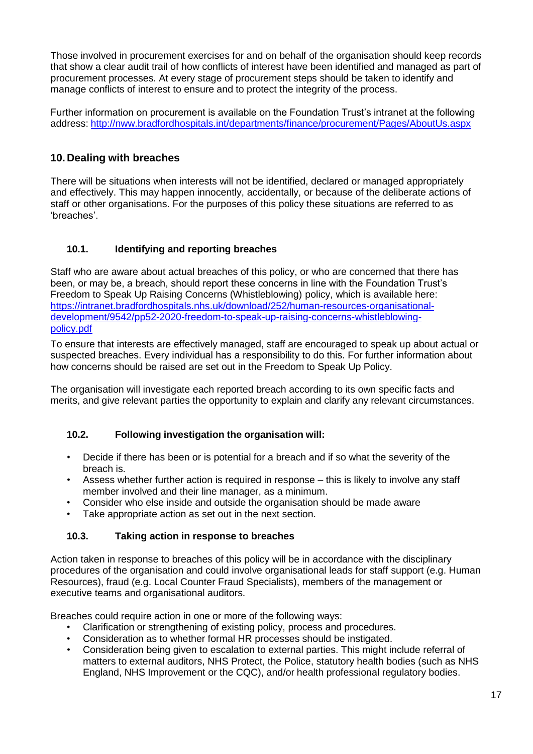Those involved in procurement exercises for and on behalf of the organisation should keep records that show a clear audit trail of how conflicts of interest have been identified and managed as part of procurement processes. At every stage of procurement steps should be taken to identify and manage conflicts of interest to ensure and to protect the integrity of the process.

Further information on procurement is available on the Foundation Trust's intranet at the following address: [http://nww.bradfordhospitals.int/departments/finance/procurement/Pages/AboutUs.aspx](http://nww.bradfordhospitals.int/departments/finance/procurement/Pages/AboutUs.aspx)

## 10. Dealing with breaches

There will be situations when interests will not be identified, declared or managed appropriately and effectively. This may happen innocently, accidentally, or because of the deliberate actions of staff or other organisations. For the purposes of this policy these situations are referred to as 'breaches'.

### 10.1. Identifying and reporting breaches

Staff who are aware about actual breaches of this policy, or who are concerned that there has been, or may be, a breach, should report these concerns in line with the Foundation Trust's Freedom to Speak Up Raising Concerns (Whistleblowing) policy, which is available here: [https://intranet.bradfordhospitals.nhs.uk/download/252/human-resources-organisational-development/9542/pp52-2020-freedom-to-speak-up-raising-concerns-whistleblowing-policy.pdf](https://intranet.bradfordhospitals.nhs.uk/download/252/human-resources-organisational-development/9542/pp52-2020-freedom-to-speak-up-raising-concerns-whistleblowing-policy.pdf)

To ensure that interests are effectively managed, staff are encouraged to speak up about actual or suspected breaches. Every individual has a responsibility to do this. For further information about how concerns should be raised are set out in the Freedom to Speak Up Policy.

The organisation will investigate each reported breach according to its own specific facts and merits, and give relevant parties the opportunity to explain and clarify any relevant circumstances.

### 10.2. Following investigation the organisation will:

- Decide if there has been or is potential for a breach and if so what the severity of the breach is.
- Assess whether further action is required in response – this is likely to involve any staff member involved and their line manager, as a minimum.
- Consider who else inside and outside the organisation should be made aware
- Take appropriate action as set out in the next section.

### 10.3. Taking action in response to breaches

Action taken in response to breaches of this policy will be in accordance with the disciplinary procedures of the organisation and could involve organisational leads for staff support (e.g. Human Resources), fraud (e.g. Local Counter Fraud Specialists), members of the management or executive teams and organisational auditors.

Breaches could require action in one or more of the following ways:

- Clarification or strengthening of existing policy, process and procedures.
- Consideration as to whether formal HR processes should be instigated.
- Consideration being given to escalation to external parties. This might include referral of matters to external auditors, NHS Protect, the Police, statutory health bodies (such as NHS England, NHS Improvement or the CQC), and/or health professional regulatory bodies.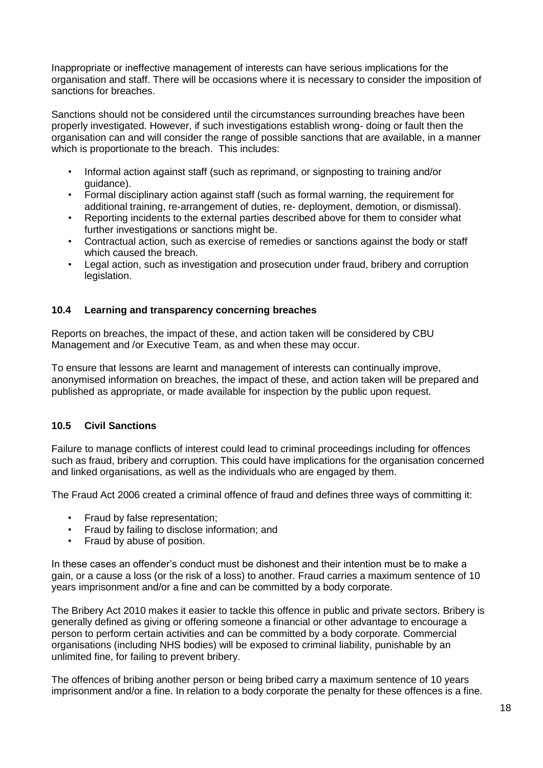Inappropriate or ineffective management of interests can have serious implications for the organisation and staff. There will be occasions where it is necessary to consider the imposition of sanctions for breaches.

Sanctions should not be considered until the circumstances surrounding breaches have been properly investigated. However, if such investigations establish wrong- doing or fault then the organisation can and will consider the range of possible sanctions that are available, in a manner which is proportionate to the breach. This includes:

- Informal action against staff (such as reprimand, or signposting to training and/or guidance).
- Formal disciplinary action against staff (such as formal warning, the requirement for additional training, re-arrangement of duties, re- deployment, demotion, or dismissal).
- Reporting incidents to the external parties described above for them to consider what further investigations or sanctions might be.
- Contractual action, such as exercise of remedies or sanctions against the body or staff which caused the breach.
- Legal action, such as investigation and prosecution under fraud, bribery and corruption legislation.

### 10.4 Learning and transparency concerning breaches

Reports on breaches, the impact of these, and action taken will be considered by CBU Management and /or Executive Team, as and when these may occur.

To ensure that lessons are learnt and management of interests can continually improve, anonymised information on breaches, the impact of these, and action taken will be prepared and published as appropriate, or made available for inspection by the public upon request.

### 10.5 Civil Sanctions

Failure to manage conflicts of interest could lead to criminal proceedings including for offences such as fraud, bribery and corruption. This could have implications for the organisation concerned and linked organisations, as well as the individuals who are engaged by them.

The Fraud Act 2006 created a criminal offence of fraud and defines three ways of committing it:

- Fraud by false representation;
- Fraud by failing to disclose information; and
- Fraud by abuse of position.

In these cases an offender's conduct must be dishonest and their intention must be to make a gain, or a cause a loss (or the risk of a loss) to another. Fraud carries a maximum sentence of 10 years imprisonment and/or a fine and can be committed by a body corporate.

The Bribery Act 2010 makes it easier to tackle this offence in public and private sectors. Bribery is generally defined as giving or offering someone a financial or other advantage to encourage a person to perform certain activities and can be committed by a body corporate. Commercial organisations (including NHS bodies) will be exposed to criminal liability, punishable by an unlimited fine, for failing to prevent bribery.

The offences of bribing another person or being bribed carry a maximum sentence of 10 years imprisonment and/or a fine. In relation to a body corporate the penalty for these offences is a fine.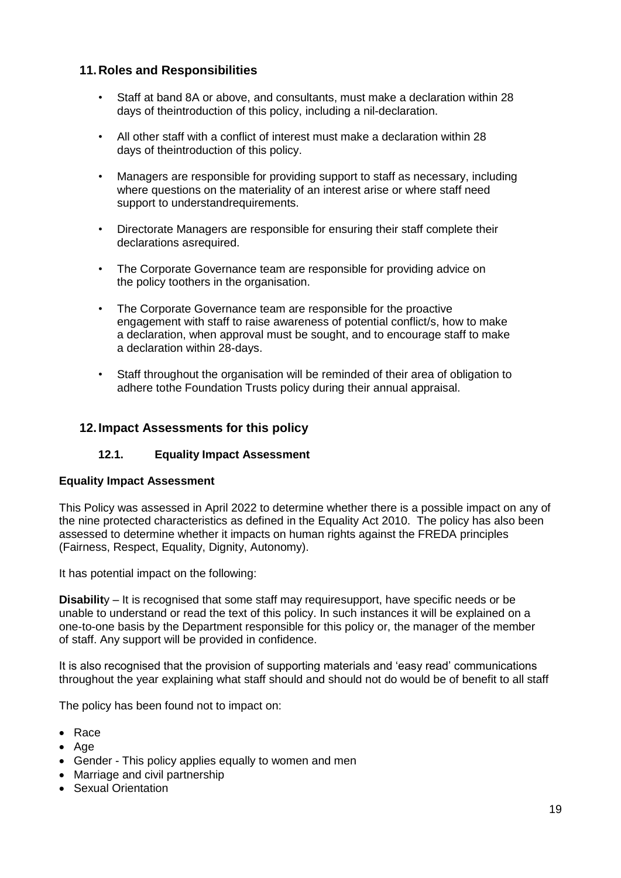## 11. Roles and Responsibilities

- Staff at band 8A or above, and consultants, must make a declaration within 28 days of theintroduction of this policy, including a nil-declaration.
- All other staff with a conflict of interest must make a declaration within 28 days of theintroduction of this policy.
- Managers are responsible for providing support to staff as necessary, including where questions on the materiality of an interest arise or where staff need support to understandrequirements.
- Directorate Managers are responsible for ensuring their staff complete their declarations asrequired.
- The Corporate Governance team are responsible for providing advice on the policy toothers in the organisation.
- The Corporate Governance team are responsible for the proactive engagement with staff to raise awareness of potential conflict/s, how to make a declaration, when approval must be sought, and to encourage staff to make a declaration within 28-days.
- Staff throughout the organisation will be reminded of their area of obligation to adhere tothe Foundation Trusts policy during their annual appraisal.

## 12. Impact Assessments for this policy

### 12.1. Equality Impact Assessment

**Equality Impact Assessment**

This Policy was assessed in April 2022 to determine whether there is a possible impact on any of the nine protected characteristics as defined in the Equality Act 2010. The policy has also been assessed to determine whether it impacts on human rights against the FREDA principles (Fairness, Respect, Equality, Dignity, Autonomy).

It has potential impact on the following:

**Disabilit**y – It is recognised that some staff may requiresupport, have specific needs or be unable to understand or read the text of this policy. In such instances it will be explained on a one-to-one basis by the Department responsible for this policy or, the manager of the member of staff. Any support will be provided in confidence.

It is also recognised that the provision of supporting materials and 'easy read' communications throughout the year explaining what staff should and should not do would be of benefit to all staff

The policy has been found not to impact on:

- Race
- Age
- Gender - This policy applies equally to women and men
- Marriage and civil partnership
- Sexual Orientation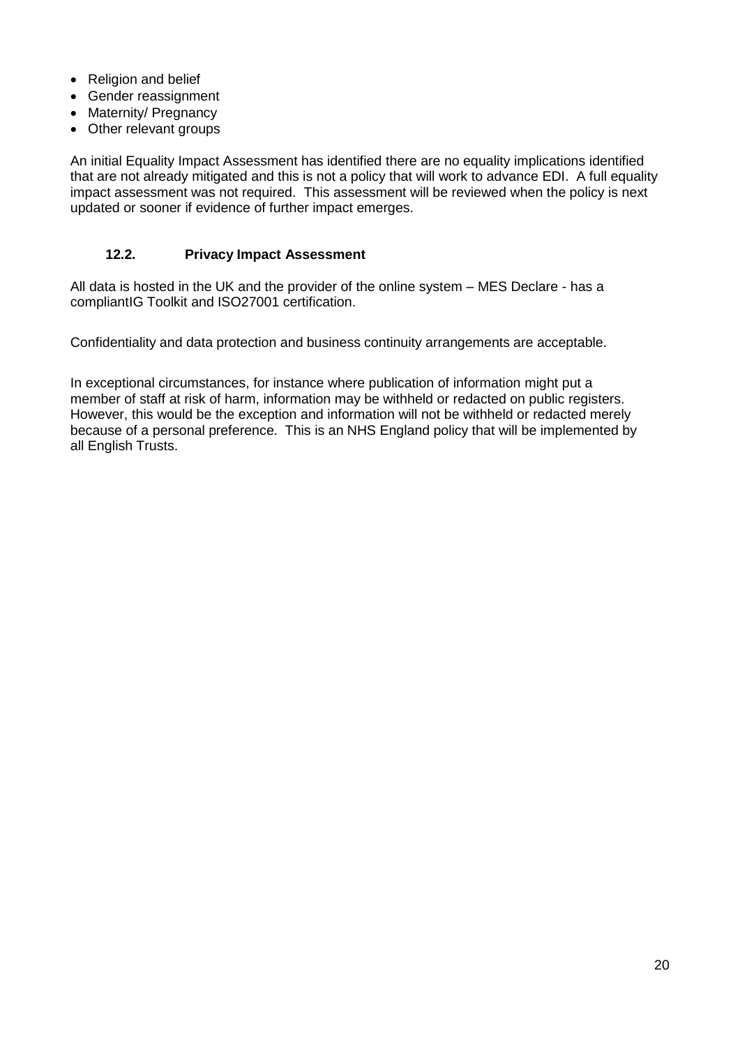- Religion and belief
- Gender reassignment
- Maternity/ Pregnancy
- Other relevant groups

An initial Equality Impact Assessment has identified there are no equality implications identified that are not already mitigated and this is not a policy that will work to advance EDI. A full equality impact assessment was not required. This assessment will be reviewed when the policy is next updated or sooner if evidence of further impact emerges.

### 12.2. Privacy Impact Assessment

All data is hosted in the UK and the provider of the online system – MES Declare - has a compliantIG Toolkit and ISO27001 certification.

Confidentiality and data protection and business continuity arrangements are acceptable.

In exceptional circumstances, for instance where publication of information might put a member of staff at risk of harm, information may be withheld or redacted on public registers. However, this would be the exception and information will not be withheld or redacted merely because of a personal preference. This is an NHS England policy that will be implemented by all English Trusts.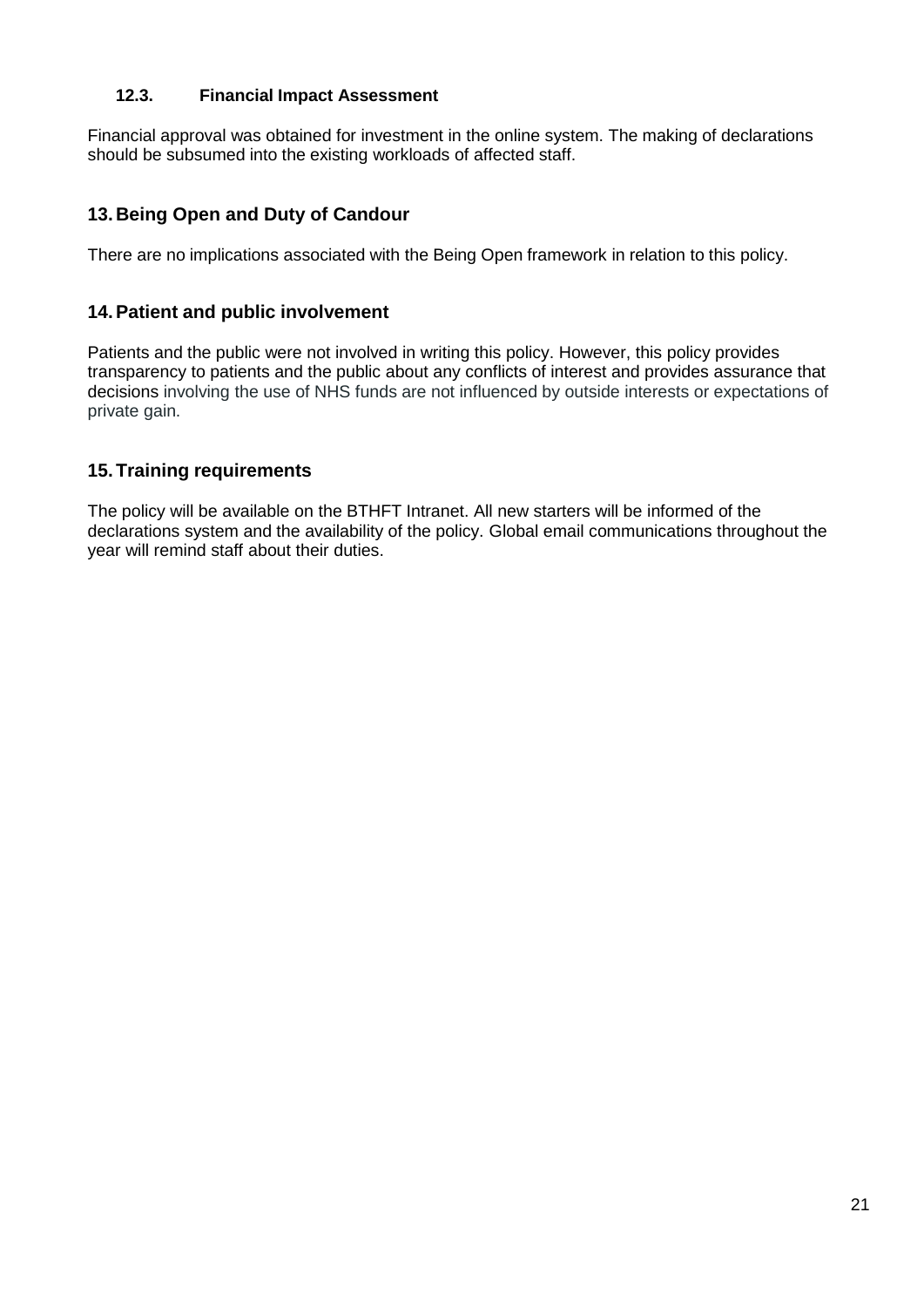### 12.3. Financial Impact Assessment

Financial approval was obtained for investment in the online system. The making of declarations should be subsumed into the existing workloads of affected staff.

## 13. Being Open and Duty of Candour

There are no implications associated with the Being Open framework in relation to this policy.

## 14. Patient and public involvement

Patients and the public were not involved in writing this policy. However, this policy provides transparency to patients and the public about any conflicts of interest and provides assurance that decisions involving the use of NHS funds are not influenced by outside interests or expectations of private gain.

## 15. Training requirements

The policy will be available on the BTHFT Intranet. All new starters will be informed of the declarations system and the availability of the policy. Global email communications throughout the year will remind staff about their duties.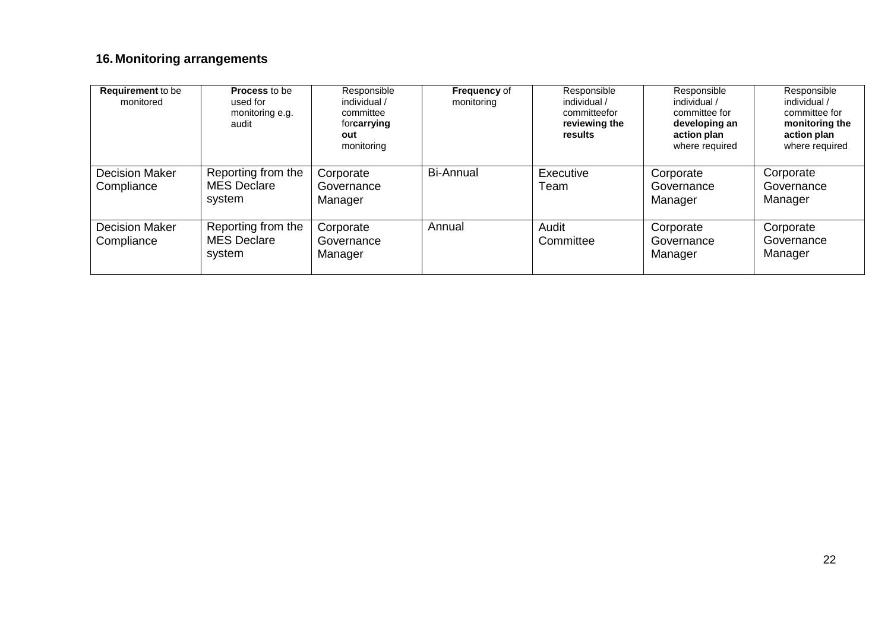## 16. Monitoring arrangements

| **Requirement** to be monitored | **Process** to be used for monitoring e.g. audit | Responsible individual / committee for **carrying out** monitoring | **Frequency** of monitoring | Responsible individual / committee for **reviewing the results** | Responsible individual / committee for **developing an action plan** where required | Responsible individual / committee for **monitoring the action plan** where required |
|---|---|---|---|---|---|---|
| Decision Maker Compliance | Reporting from the MES Declare system | Corporate Governance Manager | Bi-Annual | Executive Team | Corporate Governance Manager | Corporate Governance Manager |
| Decision Maker Compliance | Reporting from the MES Declare system | Corporate Governance Manager | Annual | Audit Committee | Corporate Governance Manager | Corporate Governance Manager |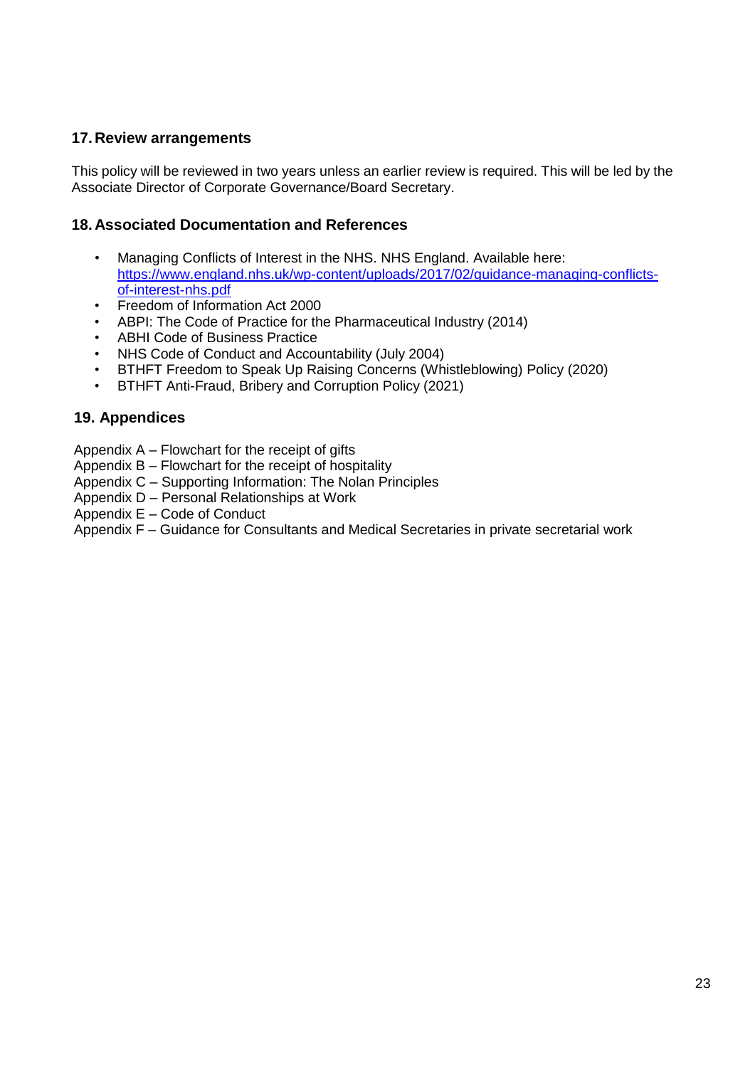## 17. Review arrangements

This policy will be reviewed in two years unless an earlier review is required. This will be led by the Associate Director of Corporate Governance/Board Secretary.

## 18. Associated Documentation and References

- Managing Conflicts of Interest in the NHS. NHS England. Available here: [https://www.england.nhs.uk/wp-content/uploads/2017/02/guidance-managing-conflicts-of-interest-nhs.pdf](https://www.england.nhs.uk/wp-content/uploads/2017/02/guidance-managing-conflicts-of-interest-nhs.pdf)
- Freedom of Information Act 2000
- ABPI: The Code of Practice for the Pharmaceutical Industry (2014)
- ABHI Code of Business Practice
- NHS Code of Conduct and Accountability (July 2004)
- BTHFT Freedom to Speak Up Raising Concerns (Whistleblowing) Policy (2020)
- BTHFT Anti-Fraud, Bribery and Corruption Policy (2021)

## 19. Appendices

Appendix A – Flowchart for the receipt of gifts
Appendix B – Flowchart for the receipt of hospitality
Appendix C – Supporting Information: The Nolan Principles
Appendix D – Personal Relationships at Work
Appendix E – Code of Conduct
Appendix F – Guidance for Consultants and Medical Secretaries in private secretarial work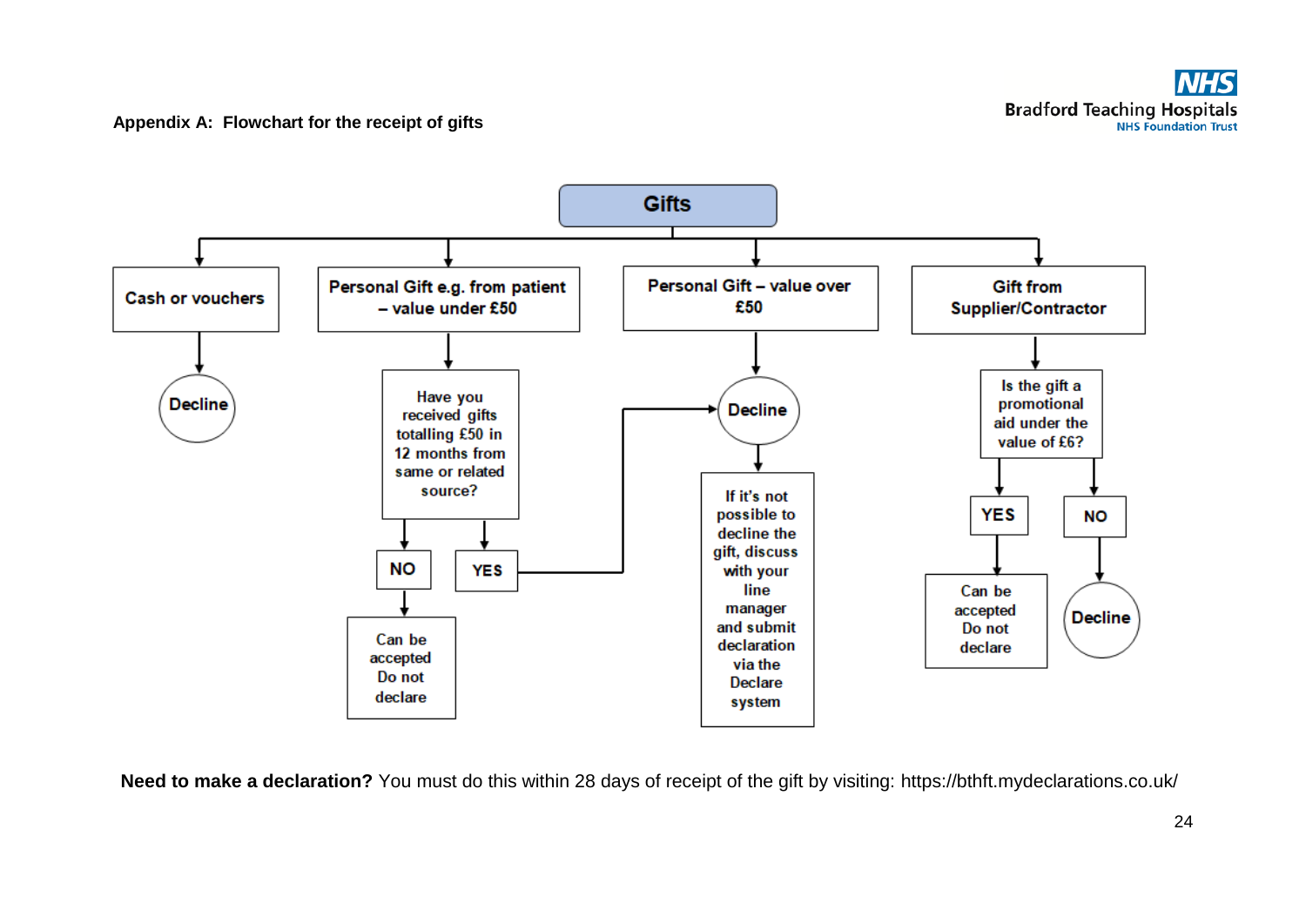**Appendix A: Flowchart for the receipt of gifts**

**Gifts**

- **Cash or vouchers**
  - Decline
- **Personal Gift e.g. from patient – value under £50**
  - Have you received gifts totalling £50 in 12 months from same or related source?
    - NO → Can be accepted. Do not declare
    - YES → Decline
- **Personal Gift – value over £50**
  - Decline
    - If it's not possible to decline the gift, discuss with your line manager and submit declaration via the Declare system
- **Gift from Supplier/Contractor**
  - Is the gift a promotional aid under the value of £6?
    - YES → Can be accepted. Do not declare
    - NO → Decline

**Need to make a declaration?** You must do this within 28 days of receipt of the gift by visiting: https://bthft.mydeclarations.co.uk/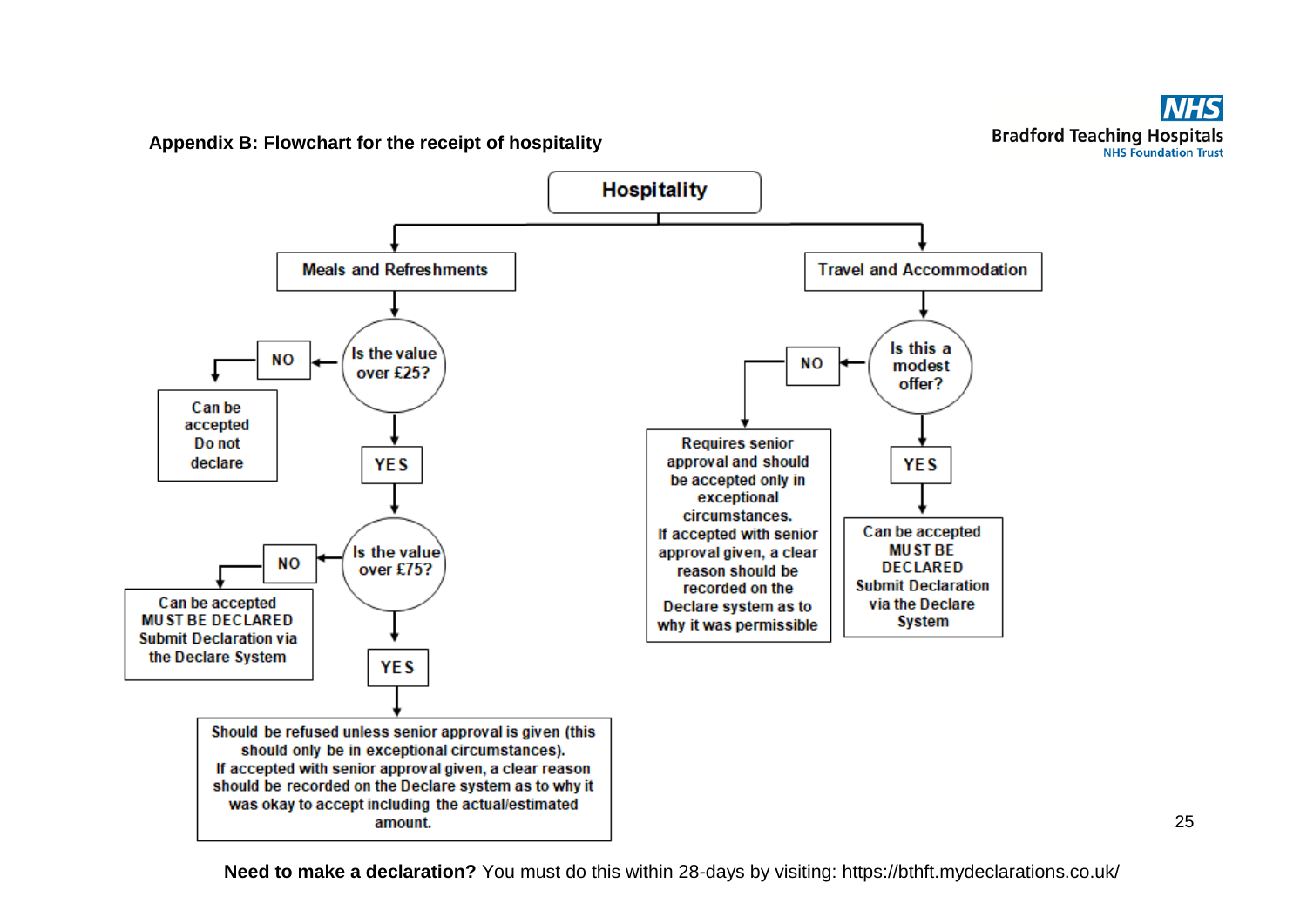## Appendix B: Flowchart for the receipt of hospitality

**Hospitality**

**Meals and Refreshments**

- Is the value over £25?
  - NO → Can be accepted. Do not declare
  - YES → Is the value over £75?
    - NO → Can be accepted. MUST BE DECLARED. Submit Declaration via the Declare System
    - YES → Should be refused unless senior approval is given (this should only be in exceptional circumstances). If accepted with senior approval given, a clear reason should be recorded on the Declare system as to why it was okay to accept including the actual/estimated amount.

**Travel and Accommodation**

- Is this a modest offer?
  - NO → Requires senior approval and should be accepted only in exceptional circumstances. If accepted with senior approval given, a clear reason should be recorded on the Declare system as to why it was permissible
  - YES → Can be accepted. MUST BE DECLARED. Submit Declaration via the Declare System

**Need to make a declaration?** You must do this within 28-days by visiting: https://bthft.mydeclarations.co.uk/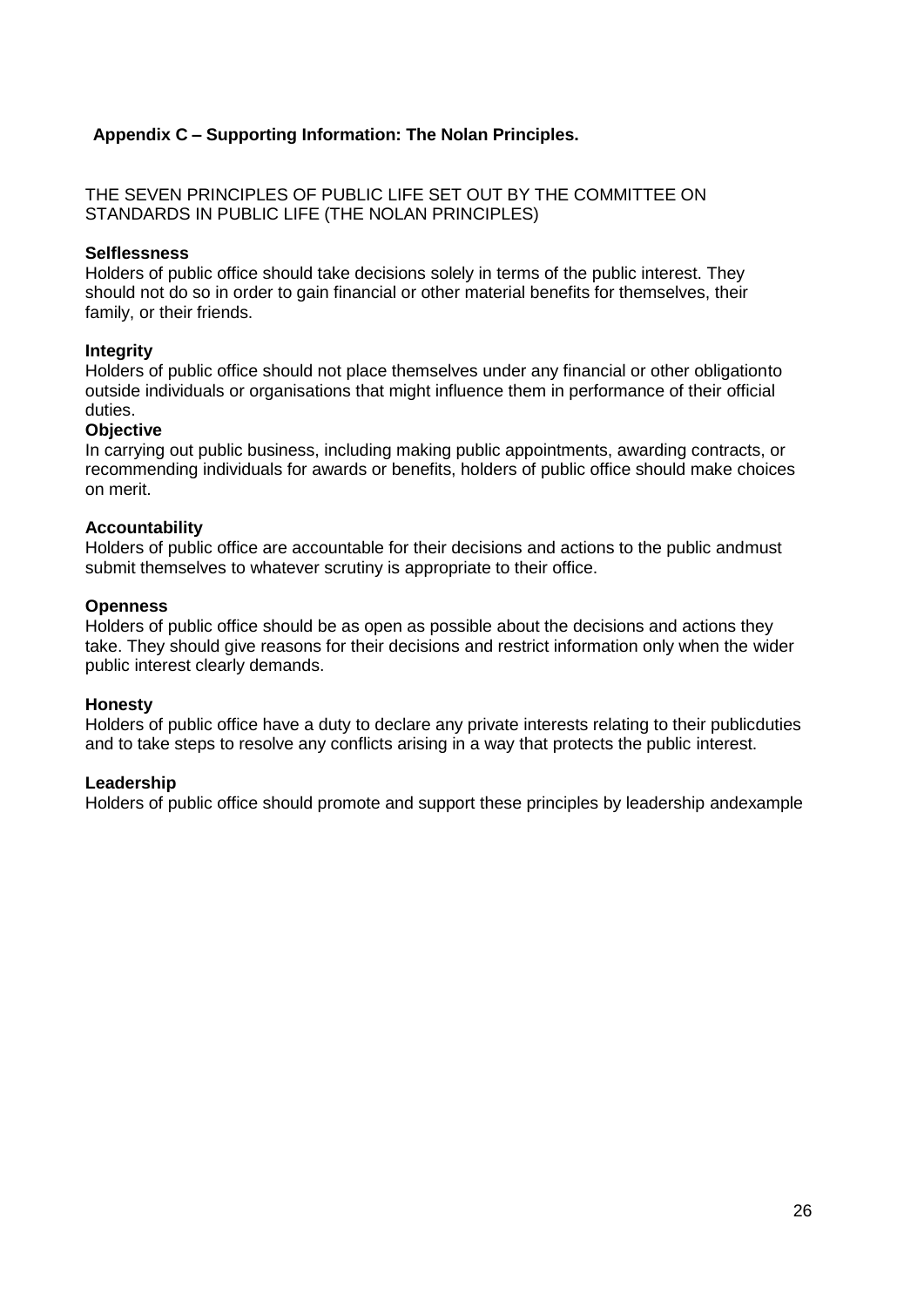## Appendix C – Supporting Information: The Nolan Principles.

THE SEVEN PRINCIPLES OF PUBLIC LIFE SET OUT BY THE COMMITTEE ON STANDARDS IN PUBLIC LIFE (THE NOLAN PRINCIPLES)

**Selflessness**
Holders of public office should take decisions solely in terms of the public interest. They should not do so in order to gain financial or other material benefits for themselves, their family, or their friends.

**Integrity**
Holders of public office should not place themselves under any financial or other obligationto outside individuals or organisations that might influence them in performance of their official duties.

**Objective**
In carrying out public business, including making public appointments, awarding contracts, or recommending individuals for awards or benefits, holders of public office should make choices on merit.

**Accountability**
Holders of public office are accountable for their decisions and actions to the public andmust submit themselves to whatever scrutiny is appropriate to their office.

**Openness**
Holders of public office should be as open as possible about the decisions and actions they take. They should give reasons for their decisions and restrict information only when the wider public interest clearly demands.

**Honesty**
Holders of public office have a duty to declare any private interests relating to their publicduties and to take steps to resolve any conflicts arising in a way that protects the public interest.

**Leadership**
Holders of public office should promote and support these principles by leadership andexample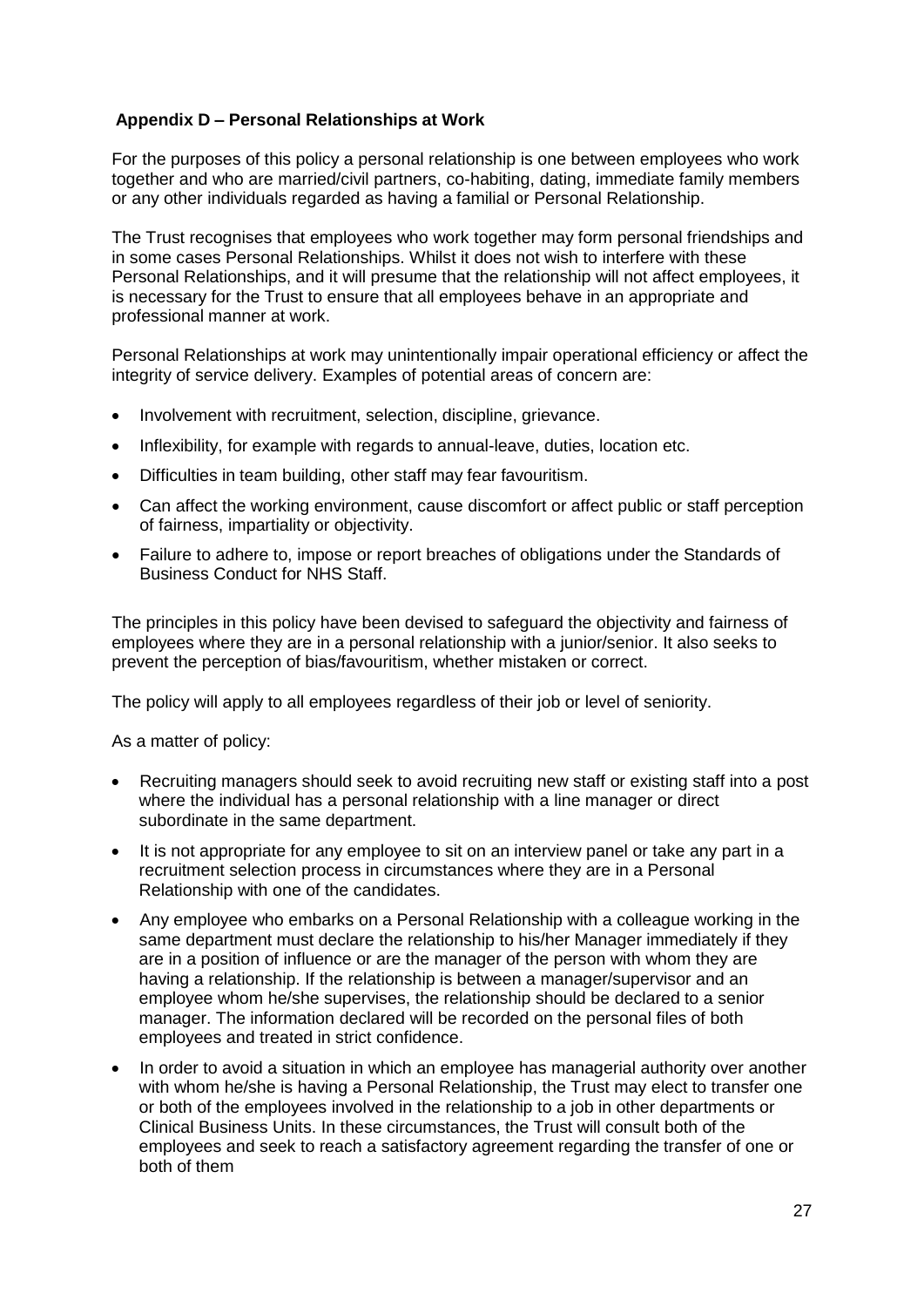## Appendix D – Personal Relationships at Work

For the purposes of this policy a personal relationship is one between employees who work together and who are married/civil partners, co-habiting, dating, immediate family members or any other individuals regarded as having a familial or Personal Relationship.

The Trust recognises that employees who work together may form personal friendships and in some cases Personal Relationships. Whilst it does not wish to interfere with these Personal Relationships, and it will presume that the relationship will not affect employees, it is necessary for the Trust to ensure that all employees behave in an appropriate and professional manner at work.

Personal Relationships at work may unintentionally impair operational efficiency or affect the integrity of service delivery. Examples of potential areas of concern are:

- Involvement with recruitment, selection, discipline, grievance.
- Inflexibility, for example with regards to annual-leave, duties, location etc.
- Difficulties in team building, other staff may fear favouritism.
- Can affect the working environment, cause discomfort or affect public or staff perception of fairness, impartiality or objectivity.
- Failure to adhere to, impose or report breaches of obligations under the Standards of Business Conduct for NHS Staff.

The principles in this policy have been devised to safeguard the objectivity and fairness of employees where they are in a personal relationship with a junior/senior. It also seeks to prevent the perception of bias/favouritism, whether mistaken or correct.

The policy will apply to all employees regardless of their job or level of seniority.

As a matter of policy:

- Recruiting managers should seek to avoid recruiting new staff or existing staff into a post where the individual has a personal relationship with a line manager or direct subordinate in the same department.
- It is not appropriate for any employee to sit on an interview panel or take any part in a recruitment selection process in circumstances where they are in a Personal Relationship with one of the candidates.
- Any employee who embarks on a Personal Relationship with a colleague working in the same department must declare the relationship to his/her Manager immediately if they are in a position of influence or are the manager of the person with whom they are having a relationship. If the relationship is between a manager/supervisor and an employee whom he/she supervises, the relationship should be declared to a senior manager. The information declared will be recorded on the personal files of both employees and treated in strict confidence.
- In order to avoid a situation in which an employee has managerial authority over another with whom he/she is having a Personal Relationship, the Trust may elect to transfer one or both of the employees involved in the relationship to a job in other departments or Clinical Business Units. In these circumstances, the Trust will consult both of the employees and seek to reach a satisfactory agreement regarding the transfer of one or both of them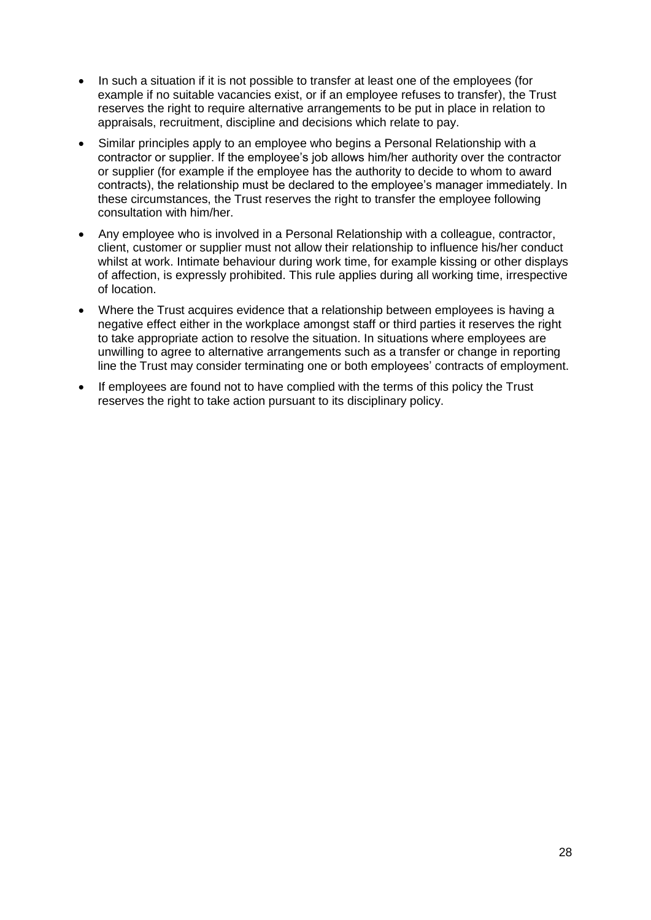- In such a situation if it is not possible to transfer at least one of the employees (for example if no suitable vacancies exist, or if an employee refuses to transfer), the Trust reserves the right to require alternative arrangements to be put in place in relation to appraisals, recruitment, discipline and decisions which relate to pay.
- Similar principles apply to an employee who begins a Personal Relationship with a contractor or supplier. If the employee's job allows him/her authority over the contractor or supplier (for example if the employee has the authority to decide to whom to award contracts), the relationship must be declared to the employee's manager immediately. In these circumstances, the Trust reserves the right to transfer the employee following consultation with him/her.
- Any employee who is involved in a Personal Relationship with a colleague, contractor, client, customer or supplier must not allow their relationship to influence his/her conduct whilst at work. Intimate behaviour during work time, for example kissing or other displays of affection, is expressly prohibited. This rule applies during all working time, irrespective of location.
- Where the Trust acquires evidence that a relationship between employees is having a negative effect either in the workplace amongst staff or third parties it reserves the right to take appropriate action to resolve the situation. In situations where employees are unwilling to agree to alternative arrangements such as a transfer or change in reporting line the Trust may consider terminating one or both employees' contracts of employment.
- If employees are found not to have complied with the terms of this policy the Trust reserves the right to take action pursuant to its disciplinary policy.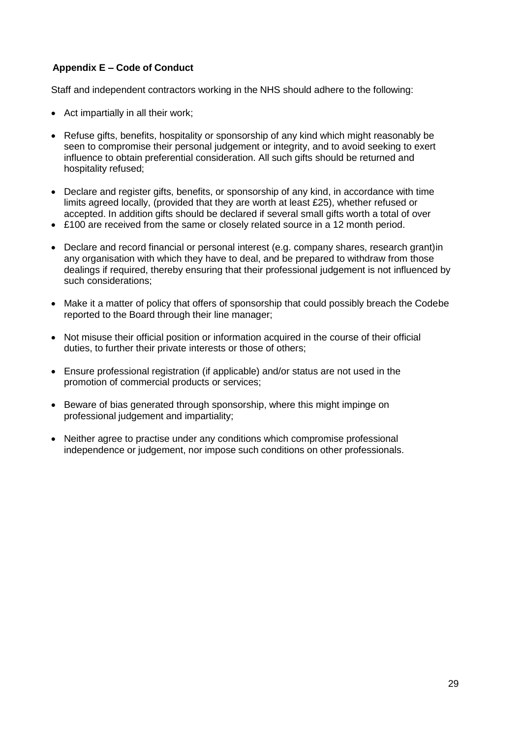**Appendix E – Code of Conduct**

Staff and independent contractors working in the NHS should adhere to the following:

- Act impartially in all their work;
- Refuse gifts, benefits, hospitality or sponsorship of any kind which might reasonably be seen to compromise their personal judgement or integrity, and to avoid seeking to exert influence to obtain preferential consideration. All such gifts should be returned and hospitality refused;
- Declare and register gifts, benefits, or sponsorship of any kind, in accordance with time limits agreed locally, (provided that they are worth at least £25), whether refused or accepted. In addition gifts should be declared if several small gifts worth a total of over
- £100 are received from the same or closely related source in a 12 month period.
- Declare and record financial or personal interest (e.g. company shares, research grant)in any organisation with which they have to deal, and be prepared to withdraw from those dealings if required, thereby ensuring that their professional judgement is not influenced by such considerations;
- Make it a matter of policy that offers of sponsorship that could possibly breach the Codebe reported to the Board through their line manager;
- Not misuse their official position or information acquired in the course of their official duties, to further their private interests or those of others;
- Ensure professional registration (if applicable) and/or status are not used in the promotion of commercial products or services;
- Beware of bias generated through sponsorship, where this might impinge on professional judgement and impartiality;
- Neither agree to practise under any conditions which compromise professional independence or judgement, nor impose such conditions on other professionals.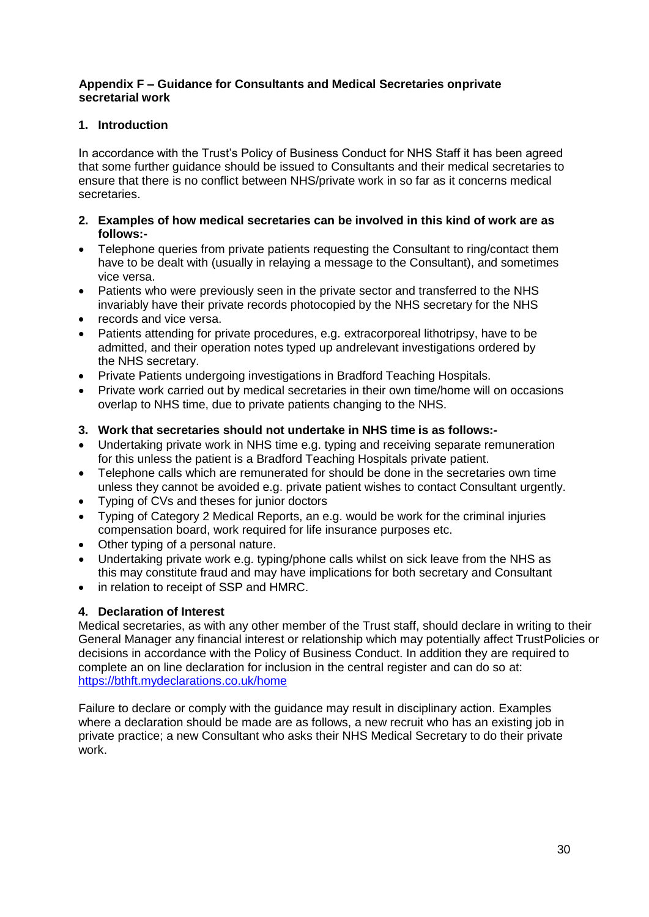**Appendix F – Guidance for Consultants and Medical Secretaries onprivate secretarial work**

1. **Introduction**

In accordance with the Trust's Policy of Business Conduct for NHS Staff it has been agreed that some further guidance should be issued to Consultants and their medical secretaries to ensure that there is no conflict between NHS/private work in so far as it concerns medical secretaries.

2. **Examples of how medical secretaries can be involved in this kind of work are as follows:-**

- Telephone queries from private patients requesting the Consultant to ring/contact them have to be dealt with (usually in relaying a message to the Consultant), and sometimes vice versa.
- Patients who were previously seen in the private sector and transferred to the NHS invariably have their private records photocopied by the NHS secretary for the NHS
- records and vice versa.
- Patients attending for private procedures, e.g. extracorporeal lithotripsy, have to be admitted, and their operation notes typed up andrelevant investigations ordered by the NHS secretary.
- Private Patients undergoing investigations in Bradford Teaching Hospitals.
- Private work carried out by medical secretaries in their own time/home will on occasions overlap to NHS time, due to private patients changing to the NHS.

3. **Work that secretaries should not undertake in NHS time is as follows:-**

- Undertaking private work in NHS time e.g. typing and receiving separate remuneration for this unless the patient is a Bradford Teaching Hospitals private patient.
- Telephone calls which are remunerated for should be done in the secretaries own time unless they cannot be avoided e.g. private patient wishes to contact Consultant urgently.
- Typing of CVs and theses for junior doctors
- Typing of Category 2 Medical Reports, an e.g. would be work for the criminal injuries compensation board, work required for life insurance purposes etc.
- Other typing of a personal nature.
- Undertaking private work e.g. typing/phone calls whilst on sick leave from the NHS as this may constitute fraud and may have implications for both secretary and Consultant
- in relation to receipt of SSP and HMRC.

4. **Declaration of Interest**

Medical secretaries, as with any other member of the Trust staff, should declare in writing to their General Manager any financial interest or relationship which may potentially affect TrustPolicies or decisions in accordance with the Policy of Business Conduct. In addition they are required to complete an on line declaration for inclusion in the central register and can do so at: [https://bthft.mydeclarations.co.uk/home](https://bthft.mydeclarations.co.uk/home)

Failure to declare or comply with the guidance may result in disciplinary action. Examples where a declaration should be made are as follows, a new recruit who has an existing job in private practice; a new Consultant who asks their NHS Medical Secretary to do their private work.